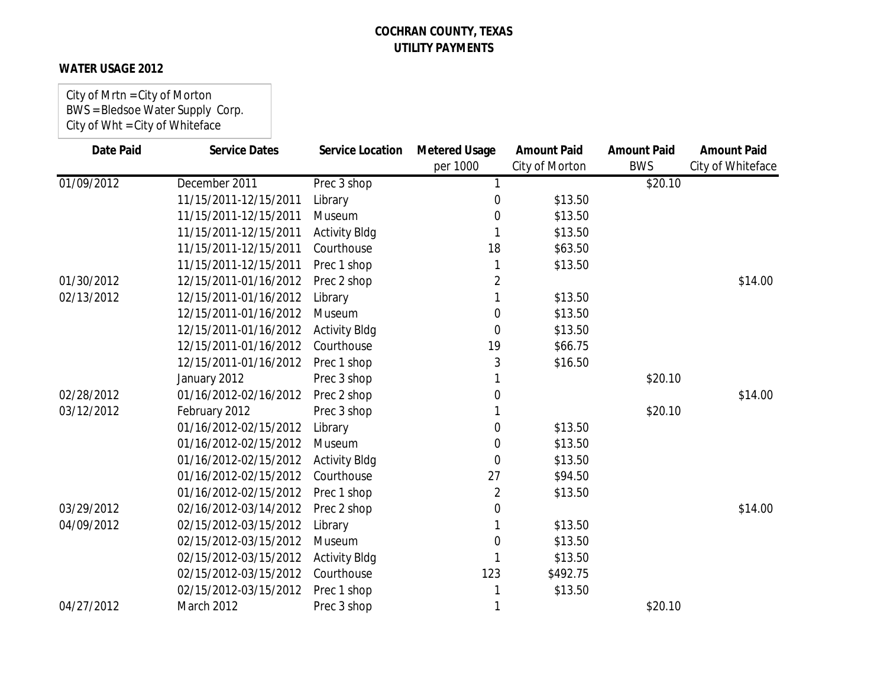# COCHRAN COUNTY, TEXAS
## UTILITY PAYMENTS

**WATER USAGE 2012**

City of Mrtn = City of Morton
BWS = Bledsoe Water Supply Corp.
City of Wht = City of Whiteface

| Date Paid | Service Dates | Service Location | Metered Usage per 1000 | Amount Paid City of Morton | Amount Paid BWS | Amount Paid City of Whiteface |
|---|---|---|---|---|---|---|
| 01/09/2012 | December 2011 | Prec 3 shop | 1 | | $20.10 | |
| | 11/15/2011-12/15/2011 | Library | 0 | $13.50 | | |
| | 11/15/2011-12/15/2011 | Museum | 0 | $13.50 | | |
| | 11/15/2011-12/15/2011 | Activity Bldg | 1 | $13.50 | | |
| | 11/15/2011-12/15/2011 | Courthouse | 18 | $63.50 | | |
| | 11/15/2011-12/15/2011 | Prec 1 shop | 1 | $13.50 | | |
| 01/30/2012 | 12/15/2011-01/16/2012 | Prec 2 shop | 2 | | | $14.00 |
| 02/13/2012 | 12/15/2011-01/16/2012 | Library | 1 | $13.50 | | |
| | 12/15/2011-01/16/2012 | Museum | 0 | $13.50 | | |
| | 12/15/2011-01/16/2012 | Activity Bldg | 0 | $13.50 | | |
| | 12/15/2011-01/16/2012 | Courthouse | 19 | $66.75 | | |
| | 12/15/2011-01/16/2012 | Prec 1 shop | 3 | $16.50 | | |
| | January 2012 | Prec 3 shop | 1 | | $20.10 | |
| 02/28/2012 | 01/16/2012-02/16/2012 | Prec 2 shop | 0 | | | $14.00 |
| 03/12/2012 | February 2012 | Prec 3 shop | 1 | | $20.10 | |
| | 01/16/2012-02/15/2012 | Library | 0 | $13.50 | | |
| | 01/16/2012-02/15/2012 | Museum | 0 | $13.50 | | |
| | 01/16/2012-02/15/2012 | Activity Bldg | 0 | $13.50 | | |
| | 01/16/2012-02/15/2012 | Courthouse | 27 | $94.50 | | |
| | 01/16/2012-02/15/2012 | Prec 1 shop | 2 | $13.50 | | |
| 03/29/2012 | 02/16/2012-03/14/2012 | Prec 2 shop | 0 | | | $14.00 |
| 04/09/2012 | 02/15/2012-03/15/2012 | Library | 1 | $13.50 | | |
| | 02/15/2012-03/15/2012 | Museum | 0 | $13.50 | | |
| | 02/15/2012-03/15/2012 | Activity Bldg | 1 | $13.50 | | |
| | 02/15/2012-03/15/2012 | Courthouse | 123 | $492.75 | | |
| | 02/15/2012-03/15/2012 | Prec 1 shop | 1 | $13.50 | | |
| 04/27/2012 | March 2012 | Prec 3 shop | 1 | | $20.10 | |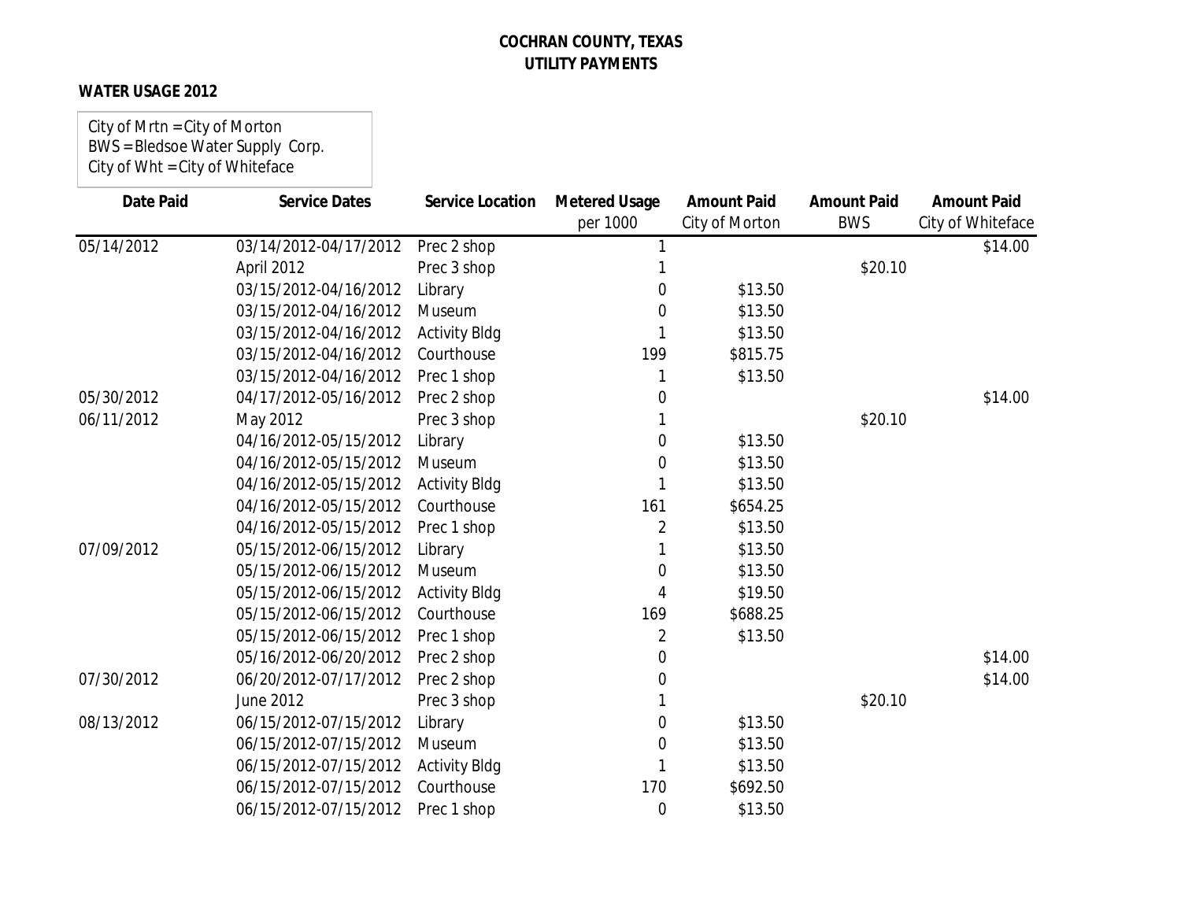**COCHRAN COUNTY, TEXAS**
**UTILITY PAYMENTS**

**WATER USAGE 2012**

City of Mrtn = City of Morton
BWS = Bledsoe Water Supply Corp.
City of Wht = City of Whiteface

| Date Paid | Service Dates | Service Location | Metered Usage per 1000 | Amount Paid City of Morton | Amount Paid BWS | Amount Paid City of Whiteface |
|---|---|---|---|---|---|---|
| 05/14/2012 | 03/14/2012-04/17/2012 | Prec 2 shop | 1 | | | $14.00 |
| | April 2012 | Prec 3 shop | 1 | | $20.10 | |
| | 03/15/2012-04/16/2012 | Library | 0 | $13.50 | | |
| | 03/15/2012-04/16/2012 | Museum | 0 | $13.50 | | |
| | 03/15/2012-04/16/2012 | Activity Bldg | 1 | $13.50 | | |
| | 03/15/2012-04/16/2012 | Courthouse | 199 | $815.75 | | |
| | 03/15/2012-04/16/2012 | Prec 1 shop | 1 | $13.50 | | |
| 05/30/2012 | 04/17/2012-05/16/2012 | Prec 2 shop | 0 | | | $14.00 |
| 06/11/2012 | May 2012 | Prec 3 shop | 1 | | $20.10 | |
| | 04/16/2012-05/15/2012 | Library | 0 | $13.50 | | |
| | 04/16/2012-05/15/2012 | Museum | 0 | $13.50 | | |
| | 04/16/2012-05/15/2012 | Activity Bldg | 1 | $13.50 | | |
| | 04/16/2012-05/15/2012 | Courthouse | 161 | $654.25 | | |
| | 04/16/2012-05/15/2012 | Prec 1 shop | 2 | $13.50 | | |
| 07/09/2012 | 05/15/2012-06/15/2012 | Library | 1 | $13.50 | | |
| | 05/15/2012-06/15/2012 | Museum | 0 | $13.50 | | |
| | 05/15/2012-06/15/2012 | Activity Bldg | 4 | $19.50 | | |
| | 05/15/2012-06/15/2012 | Courthouse | 169 | $688.25 | | |
| | 05/15/2012-06/15/2012 | Prec 1 shop | 2 | $13.50 | | |
| | 05/16/2012-06/20/2012 | Prec 2 shop | 0 | | | $14.00 |
| 07/30/2012 | 06/20/2012-07/17/2012 | Prec 2 shop | 0 | | | $14.00 |
| | June 2012 | Prec 3 shop | 1 | | $20.10 | |
| 08/13/2012 | 06/15/2012-07/15/2012 | Library | 0 | $13.50 | | |
| | 06/15/2012-07/15/2012 | Museum | 0 | $13.50 | | |
| | 06/15/2012-07/15/2012 | Activity Bldg | 1 | $13.50 | | |
| | 06/15/2012-07/15/2012 | Courthouse | 170 | $692.50 | | |
| | 06/15/2012-07/15/2012 | Prec 1 shop | 0 | $13.50 | | |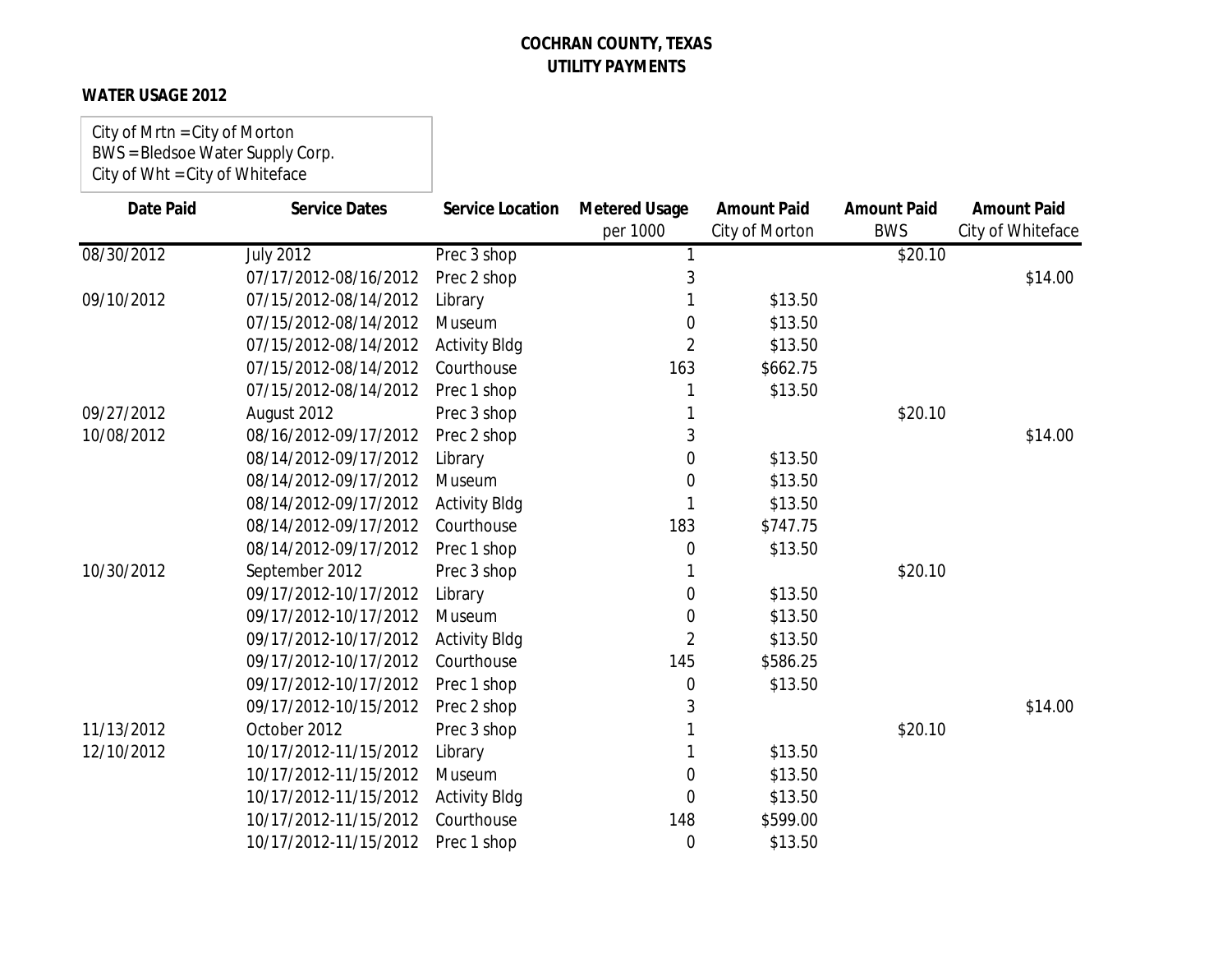# COCHRAN COUNTY, TEXAS
## UTILITY PAYMENTS

**WATER USAGE 2012**

City of Mrtn = City of Morton
BWS = Bledsoe Water Supply Corp.
City of Wht = City of Whiteface

| Date Paid | Service Dates | Service Location | Metered Usage per 1000 | Amount Paid City of Morton | Amount Paid BWS | Amount Paid City of Whiteface |
|---|---|---|---|---|---|---|
| 08/30/2012 | July 2012 | Prec 3 shop | 1 | | $20.10 | |
| | 07/17/2012-08/16/2012 | Prec 2 shop | 3 | | | $14.00 |
| 09/10/2012 | 07/15/2012-08/14/2012 | Library | 1 | $13.50 | | |
| | 07/15/2012-08/14/2012 | Museum | 0 | $13.50 | | |
| | 07/15/2012-08/14/2012 | Activity Bldg | 2 | $13.50 | | |
| | 07/15/2012-08/14/2012 | Courthouse | 163 | $662.75 | | |
| | 07/15/2012-08/14/2012 | Prec 1 shop | 1 | $13.50 | | |
| 09/27/2012 | August 2012 | Prec 3 shop | 1 | | $20.10 | |
| 10/08/2012 | 08/16/2012-09/17/2012 | Prec 2 shop | 3 | | | $14.00 |
| | 08/14/2012-09/17/2012 | Library | 0 | $13.50 | | |
| | 08/14/2012-09/17/2012 | Museum | 0 | $13.50 | | |
| | 08/14/2012-09/17/2012 | Activity Bldg | 1 | $13.50 | | |
| | 08/14/2012-09/17/2012 | Courthouse | 183 | $747.75 | | |
| | 08/14/2012-09/17/2012 | Prec 1 shop | 0 | $13.50 | | |
| 10/30/2012 | September 2012 | Prec 3 shop | 1 | | $20.10 | |
| | 09/17/2012-10/17/2012 | Library | 0 | $13.50 | | |
| | 09/17/2012-10/17/2012 | Museum | 0 | $13.50 | | |
| | 09/17/2012-10/17/2012 | Activity Bldg | 2 | $13.50 | | |
| | 09/17/2012-10/17/2012 | Courthouse | 145 | $586.25 | | |
| | 09/17/2012-10/17/2012 | Prec 1 shop | 0 | $13.50 | | |
| | 09/17/2012-10/15/2012 | Prec 2 shop | 3 | | | $14.00 |
| 11/13/2012 | October 2012 | Prec 3 shop | 1 | | $20.10 | |
| 12/10/2012 | 10/17/2012-11/15/2012 | Library | 1 | $13.50 | | |
| | 10/17/2012-11/15/2012 | Museum | 0 | $13.50 | | |
| | 10/17/2012-11/15/2012 | Activity Bldg | 0 | $13.50 | | |
| | 10/17/2012-11/15/2012 | Courthouse | 148 | $599.00 | | |
| | 10/17/2012-11/15/2012 | Prec 1 shop | 0 | $13.50 | | |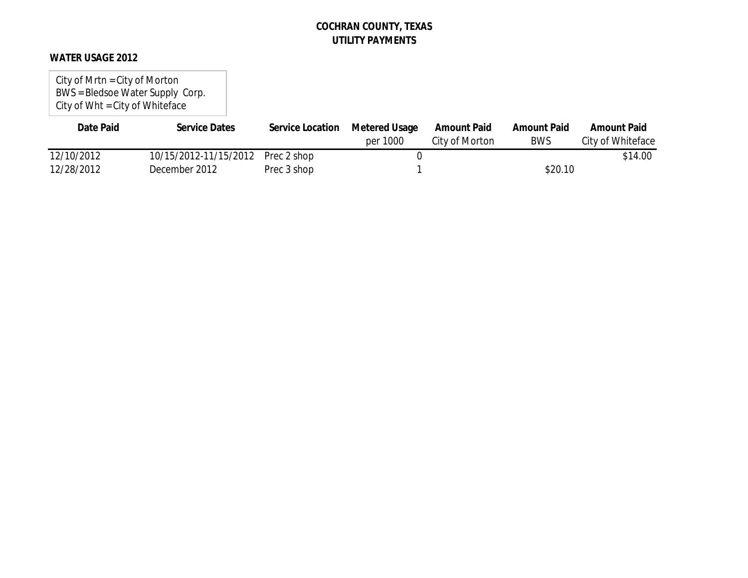# COCHRAN COUNTY, TEXAS
## UTILITY PAYMENTS

**WATER USAGE 2012**

City of Mrtn = City of Morton
BWS = Bledsoe Water Supply Corp.
City of Wht = City of Whiteface

| Date Paid | Service Dates | Service Location | Metered Usage per 1000 | Amount Paid City of Morton | Amount Paid BWS | Amount Paid City of Whiteface |
|---|---|---|---|---|---|---|
| 12/10/2012 | 10/15/2012-11/15/2012 | Prec 2 shop | 0 | | | $14.00 |
| 12/28/2012 | December 2012 | Prec 3 shop | 1 | | $20.10 | |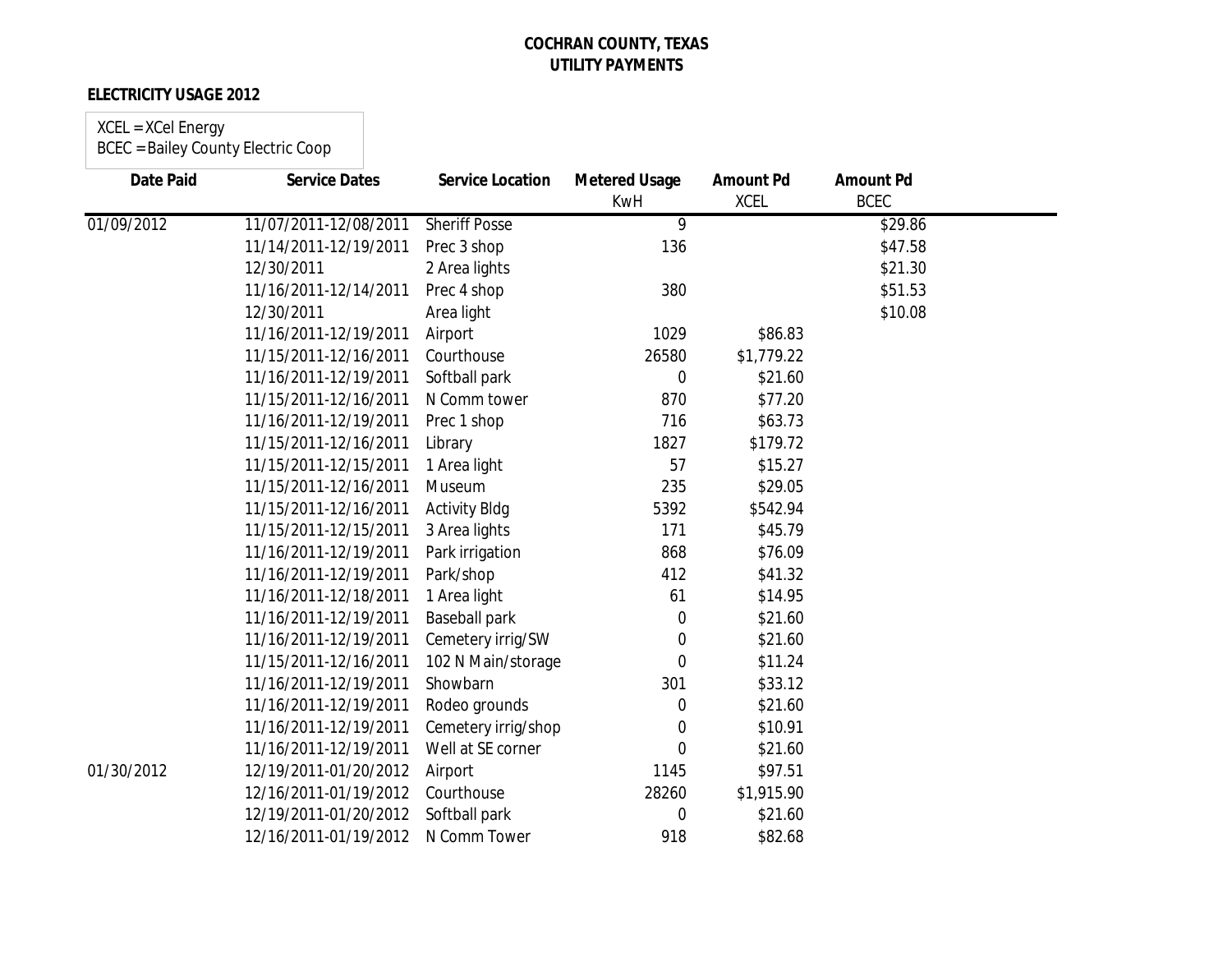**COCHRAN COUNTY, TEXAS**
**UTILITY PAYMENTS**

**ELECTRICITY USAGE 2012**

XCEL = XCel Energy
BCEC = Bailey County Electric Coop

| Date Paid | Service Dates | Service Location | Metered Usage KwH | Amount Pd XCEL | Amount Pd BCEC |
|---|---|---|---|---|---|
| 01/09/2012 | 11/07/2011-12/08/2011 | Sheriff Posse | 9 | | $29.86 |
| | 11/14/2011-12/19/2011 | Prec 3 shop | 136 | | $47.58 |
| | 12/30/2011 | 2 Area lights | | | $21.30 |
| | 11/16/2011-12/14/2011 | Prec 4 shop | 380 | | $51.53 |
| | 12/30/2011 | Area light | | | $10.08 |
| | 11/16/2011-12/19/2011 | Airport | 1029 | $86.83 | |
| | 11/15/2011-12/16/2011 | Courthouse | 26580 | $1,779.22 | |
| | 11/16/2011-12/19/2011 | Softball park | 0 | $21.60 | |
| | 11/15/2011-12/16/2011 | N Comm tower | 870 | $77.20 | |
| | 11/16/2011-12/19/2011 | Prec 1 shop | 716 | $63.73 | |
| | 11/15/2011-12/16/2011 | Library | 1827 | $179.72 | |
| | 11/15/2011-12/15/2011 | 1 Area light | 57 | $15.27 | |
| | 11/15/2011-12/16/2011 | Museum | 235 | $29.05 | |
| | 11/15/2011-12/16/2011 | Activity Bldg | 5392 | $542.94 | |
| | 11/15/2011-12/15/2011 | 3 Area lights | 171 | $45.79 | |
| | 11/16/2011-12/19/2011 | Park irrigation | 868 | $76.09 | |
| | 11/16/2011-12/19/2011 | Park/shop | 412 | $41.32 | |
| | 11/16/2011-12/18/2011 | 1 Area light | 61 | $14.95 | |
| | 11/16/2011-12/19/2011 | Baseball park | 0 | $21.60 | |
| | 11/16/2011-12/19/2011 | Cemetery irrig/SW | 0 | $21.60 | |
| | 11/15/2011-12/16/2011 | 102 N Main/storage | 0 | $11.24 | |
| | 11/16/2011-12/19/2011 | Showbarn | 301 | $33.12 | |
| | 11/16/2011-12/19/2011 | Rodeo grounds | 0 | $21.60 | |
| | 11/16/2011-12/19/2011 | Cemetery irrig/shop | 0 | $10.91 | |
| | 11/16/2011-12/19/2011 | Well at SE corner | 0 | $21.60 | |
| 01/30/2012 | 12/19/2011-01/20/2012 | Airport | 1145 | $97.51 | |
| | 12/16/2011-01/19/2012 | Courthouse | 28260 | $1,915.90 | |
| | 12/19/2011-01/20/2012 | Softball park | 0 | $21.60 | |
| | 12/16/2011-01/19/2012 | N Comm Tower | 918 | $82.68 | |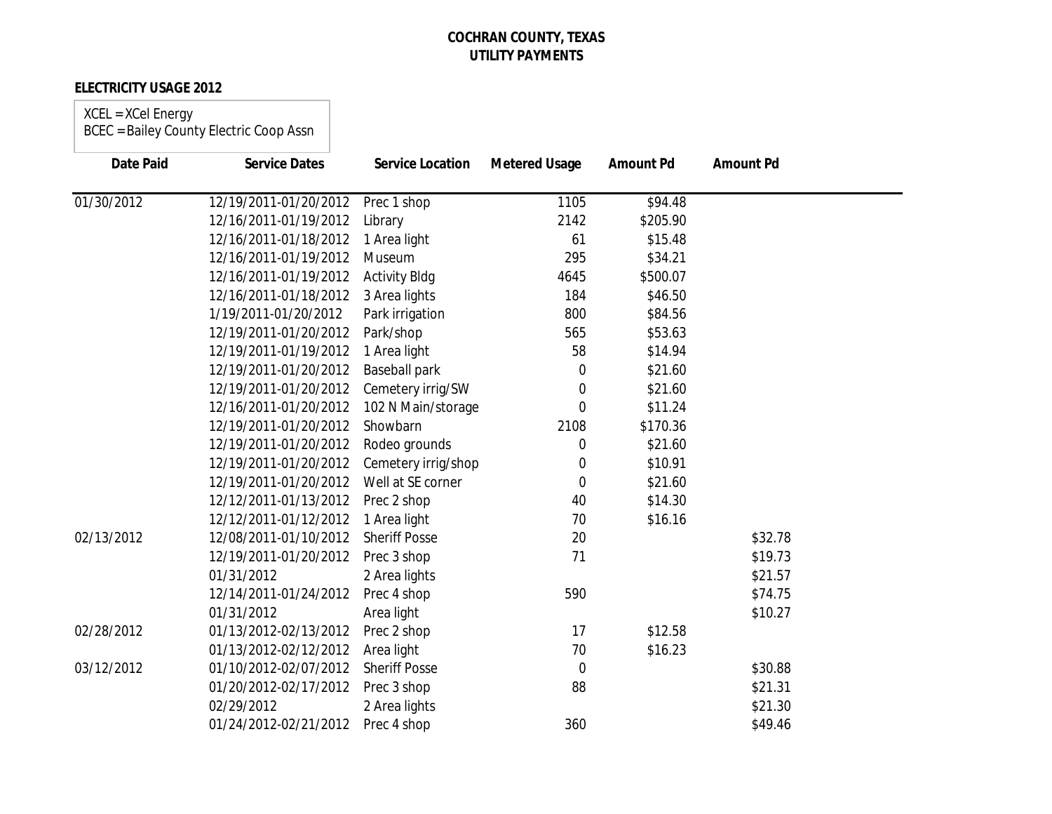**COCHRAN COUNTY, TEXAS**
**UTILITY PAYMENTS**

**ELECTRICITY USAGE 2012**

XCEL = XCel Energy
BCEC = Bailey County Electric Coop Assn

| Date Paid | Service Dates | Service Location | Metered Usage | Amount Pd | Amount Pd |
|---|---|---|---|---|---|
| 01/30/2012 | 12/19/2011-01/20/2012 | Prec 1 shop | 1105 | $94.48 | |
| | 12/16/2011-01/19/2012 | Library | 2142 | $205.90 | |
| | 12/16/2011-01/18/2012 | 1 Area light | 61 | $15.48 | |
| | 12/16/2011-01/19/2012 | Museum | 295 | $34.21 | |
| | 12/16/2011-01/19/2012 | Activity Bldg | 4645 | $500.07 | |
| | 12/16/2011-01/18/2012 | 3 Area lights | 184 | $46.50 | |
| | 1/19/2011-01/20/2012 | Park irrigation | 800 | $84.56 | |
| | 12/19/2011-01/20/2012 | Park/shop | 565 | $53.63 | |
| | 12/19/2011-01/19/2012 | 1 Area light | 58 | $14.94 | |
| | 12/19/2011-01/20/2012 | Baseball park | 0 | $21.60 | |
| | 12/19/2011-01/20/2012 | Cemetery irrig/SW | 0 | $21.60 | |
| | 12/16/2011-01/20/2012 | 102 N Main/storage | 0 | $11.24 | |
| | 12/19/2011-01/20/2012 | Showbarn | 2108 | $170.36 | |
| | 12/19/2011-01/20/2012 | Rodeo grounds | 0 | $21.60 | |
| | 12/19/2011-01/20/2012 | Cemetery irrig/shop | 0 | $10.91 | |
| | 12/19/2011-01/20/2012 | Well at SE corner | 0 | $21.60 | |
| | 12/12/2011-01/13/2012 | Prec 2 shop | 40 | $14.30 | |
| | 12/12/2011-01/12/2012 | 1 Area light | 70 | $16.16 | |
| 02/13/2012 | 12/08/2011-01/10/2012 | Sheriff Posse | 20 | | $32.78 |
| | 12/19/2011-01/20/2012 | Prec 3 shop | 71 | | $19.73 |
| | 01/31/2012 | 2 Area lights | | | $21.57 |
| | 12/14/2011-01/24/2012 | Prec 4 shop | 590 | | $74.75 |
| | 01/31/2012 | Area light | | | $10.27 |
| 02/28/2012 | 01/13/2012-02/13/2012 | Prec 2 shop | 17 | $12.58 | |
| | 01/13/2012-02/12/2012 | Area light | 70 | $16.23 | |
| 03/12/2012 | 01/10/2012-02/07/2012 | Sheriff Posse | 0 | | $30.88 |
| | 01/20/2012-02/17/2012 | Prec 3 shop | 88 | | $21.31 |
| | 02/29/2012 | 2 Area lights | | | $21.30 |
| | 01/24/2012-02/21/2012 | Prec 4 shop | 360 | | $49.46 |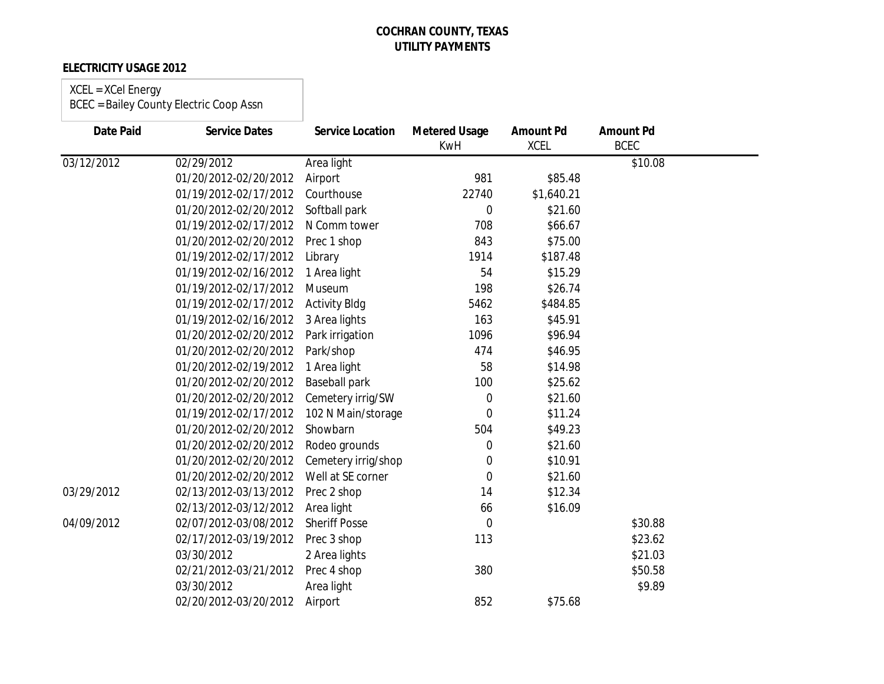**COCHRAN COUNTY, TEXAS**
**UTILITY PAYMENTS**

**ELECTRICITY USAGE 2012**

XCEL = XCel Energy
BCEC = Bailey County Electric Coop Assn

| Date Paid | Service Dates | Service Location | Metered Usage KwH | Amount Pd XCEL | Amount Pd BCEC |
|---|---|---|---|---|---|
| 03/12/2012 | 02/29/2012 | Area light | | | $10.08 |
| | 01/20/2012-02/20/2012 | Airport | 981 | $85.48 | |
| | 01/19/2012-02/17/2012 | Courthouse | 22740 | $1,640.21 | |
| | 01/20/2012-02/20/2012 | Softball park | 0 | $21.60 | |
| | 01/19/2012-02/17/2012 | N Comm tower | 708 | $66.67 | |
| | 01/20/2012-02/20/2012 | Prec 1 shop | 843 | $75.00 | |
| | 01/19/2012-02/17/2012 | Library | 1914 | $187.48 | |
| | 01/19/2012-02/16/2012 | 1 Area light | 54 | $15.29 | |
| | 01/19/2012-02/17/2012 | Museum | 198 | $26.74 | |
| | 01/19/2012-02/17/2012 | Activity Bldg | 5462 | $484.85 | |
| | 01/19/2012-02/16/2012 | 3 Area lights | 163 | $45.91 | |
| | 01/20/2012-02/20/2012 | Park irrigation | 1096 | $96.94 | |
| | 01/20/2012-02/20/2012 | Park/shop | 474 | $46.95 | |
| | 01/20/2012-02/19/2012 | 1 Area light | 58 | $14.98 | |
| | 01/20/2012-02/20/2012 | Baseball park | 100 | $25.62 | |
| | 01/20/2012-02/20/2012 | Cemetery irrig/SW | 0 | $21.60 | |
| | 01/19/2012-02/17/2012 | 102 N Main/storage | 0 | $11.24 | |
| | 01/20/2012-02/20/2012 | Showbarn | 504 | $49.23 | |
| | 01/20/2012-02/20/2012 | Rodeo grounds | 0 | $21.60 | |
| | 01/20/2012-02/20/2012 | Cemetery irrig/shop | 0 | $10.91 | |
| | 01/20/2012-02/20/2012 | Well at SE corner | 0 | $21.60 | |
| 03/29/2012 | 02/13/2012-03/13/2012 | Prec 2 shop | 14 | $12.34 | |
| | 02/13/2012-03/12/2012 | Area light | 66 | $16.09 | |
| 04/09/2012 | 02/07/2012-03/08/2012 | Sheriff Posse | 0 | | $30.88 |
| | 02/17/2012-03/19/2012 | Prec 3 shop | 113 | | $23.62 |
| | 03/30/2012 | 2 Area lights | | | $21.03 |
| | 02/21/2012-03/21/2012 | Prec 4 shop | 380 | | $50.58 |
| | 03/30/2012 | Area light | | | $9.89 |
| | 02/20/2012-03/20/2012 | Airport | 852 | $75.68 | |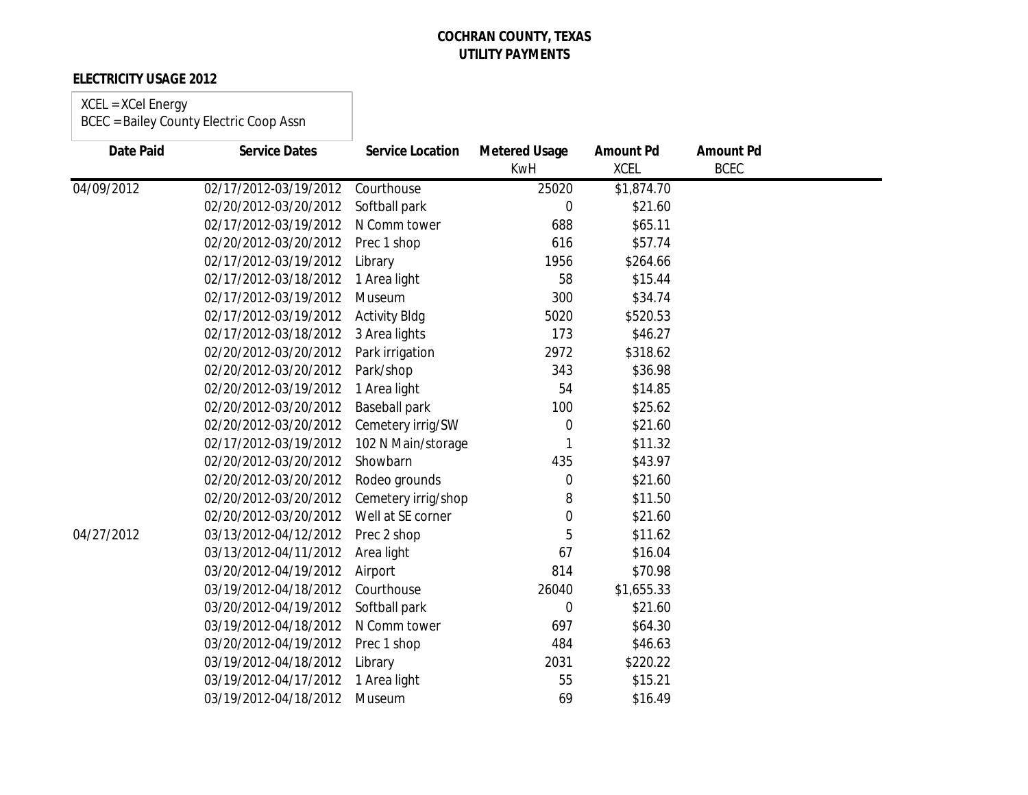**COCHRAN COUNTY, TEXAS**
**UTILITY PAYMENTS**

**ELECTRICITY USAGE 2012**

XCEL = XCel Energy
BCEC = Bailey County Electric Coop Assn

| Date Paid | Service Dates | Service Location | Metered Usage KwH | Amount Pd XCEL | Amount Pd BCEC |
|---|---|---|---|---|---|
| 04/09/2012 | 02/17/2012-03/19/2012 | Courthouse | 25020 | $1,874.70 | |
| | 02/20/2012-03/20/2012 | Softball park | 0 | $21.60 | |
| | 02/17/2012-03/19/2012 | N Comm tower | 688 | $65.11 | |
| | 02/20/2012-03/20/2012 | Prec 1 shop | 616 | $57.74 | |
| | 02/17/2012-03/19/2012 | Library | 1956 | $264.66 | |
| | 02/17/2012-03/18/2012 | 1 Area light | 58 | $15.44 | |
| | 02/17/2012-03/19/2012 | Museum | 300 | $34.74 | |
| | 02/17/2012-03/19/2012 | Activity Bldg | 5020 | $520.53 | |
| | 02/17/2012-03/18/2012 | 3 Area lights | 173 | $46.27 | |
| | 02/20/2012-03/20/2012 | Park irrigation | 2972 | $318.62 | |
| | 02/20/2012-03/20/2012 | Park/shop | 343 | $36.98 | |
| | 02/20/2012-03/19/2012 | 1 Area light | 54 | $14.85 | |
| | 02/20/2012-03/20/2012 | Baseball park | 100 | $25.62 | |
| | 02/20/2012-03/20/2012 | Cemetery irrig/SW | 0 | $21.60 | |
| | 02/17/2012-03/19/2012 | 102 N Main/storage | 1 | $11.32 | |
| | 02/20/2012-03/20/2012 | Showbarn | 435 | $43.97 | |
| | 02/20/2012-03/20/2012 | Rodeo grounds | 0 | $21.60 | |
| | 02/20/2012-03/20/2012 | Cemetery irrig/shop | 8 | $11.50 | |
| | 02/20/2012-03/20/2012 | Well at SE corner | 0 | $21.60 | |
| 04/27/2012 | 03/13/2012-04/12/2012 | Prec 2 shop | 5 | $11.62 | |
| | 03/13/2012-04/11/2012 | Area light | 67 | $16.04 | |
| | 03/20/2012-04/19/2012 | Airport | 814 | $70.98 | |
| | 03/19/2012-04/18/2012 | Courthouse | 26040 | $1,655.33 | |
| | 03/20/2012-04/19/2012 | Softball park | 0 | $21.60 | |
| | 03/19/2012-04/18/2012 | N Comm tower | 697 | $64.30 | |
| | 03/20/2012-04/19/2012 | Prec 1 shop | 484 | $46.63 | |
| | 03/19/2012-04/18/2012 | Library | 2031 | $220.22 | |
| | 03/19/2012-04/17/2012 | 1 Area light | 55 | $15.21 | |
| | 03/19/2012-04/18/2012 | Museum | 69 | $16.49 | |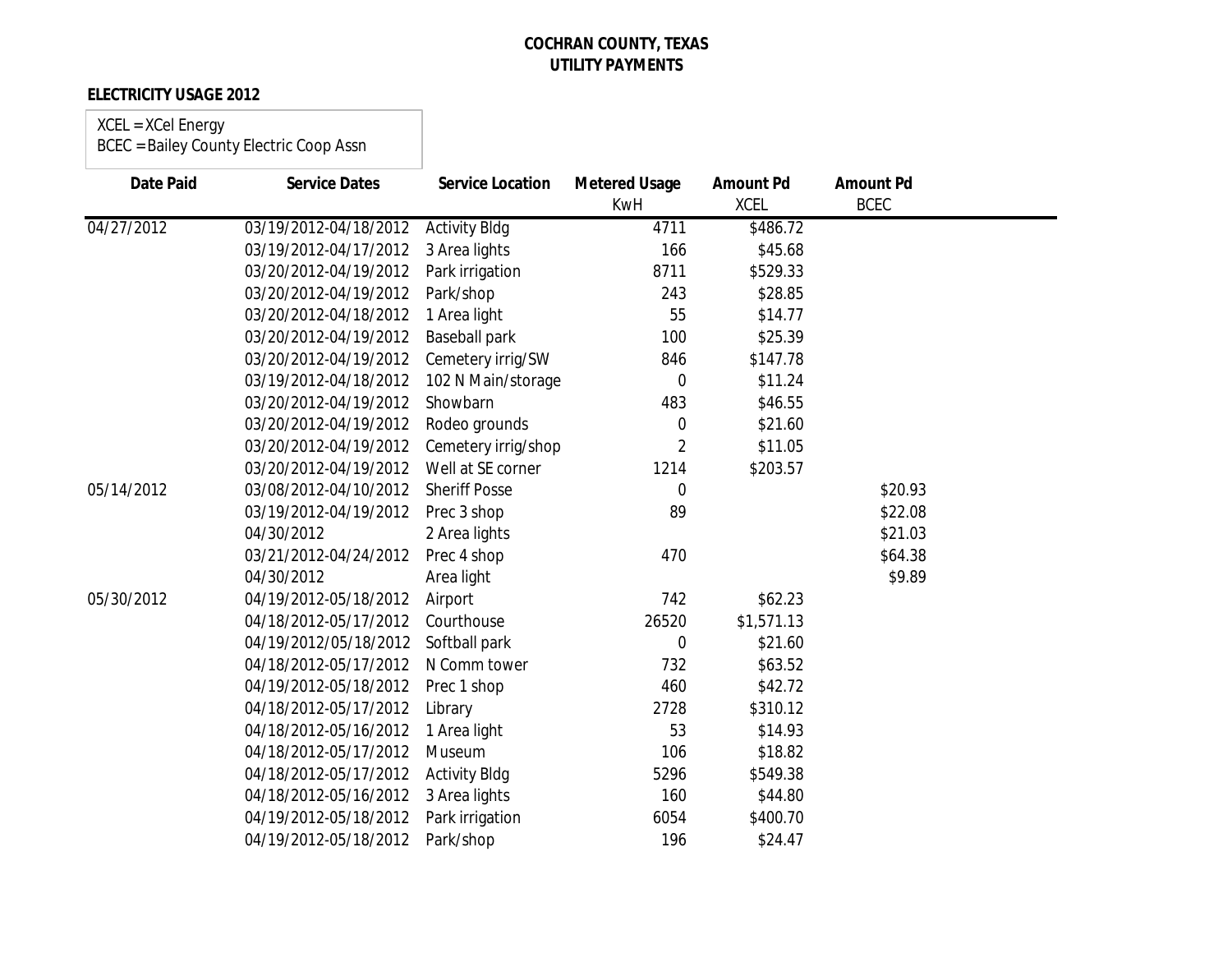# COCHRAN COUNTY, TEXAS
## UTILITY PAYMENTS

**ELECTRICITY USAGE 2012**

XCEL = XCel Energy
BCEC = Bailey County Electric Coop Assn

| Date Paid | Service Dates | Service Location | Metered Usage KwH | Amount Pd XCEL | Amount Pd BCEC |
|---|---|---|---|---|---|
| 04/27/2012 | 03/19/2012-04/18/2012 | Activity Bldg | 4711 | $486.72 | |
| | 03/19/2012-04/17/2012 | 3 Area lights | 166 | $45.68 | |
| | 03/20/2012-04/19/2012 | Park irrigation | 8711 | $529.33 | |
| | 03/20/2012-04/19/2012 | Park/shop | 243 | $28.85 | |
| | 03/20/2012-04/18/2012 | 1 Area light | 55 | $14.77 | |
| | 03/20/2012-04/19/2012 | Baseball park | 100 | $25.39 | |
| | 03/20/2012-04/19/2012 | Cemetery irrig/SW | 846 | $147.78 | |
| | 03/19/2012-04/18/2012 | 102 N Main/storage | 0 | $11.24 | |
| | 03/20/2012-04/19/2012 | Showbarn | 483 | $46.55 | |
| | 03/20/2012-04/19/2012 | Rodeo grounds | 0 | $21.60 | |
| | 03/20/2012-04/19/2012 | Cemetery irrig/shop | 2 | $11.05 | |
| | 03/20/2012-04/19/2012 | Well at SE corner | 1214 | $203.57 | |
| 05/14/2012 | 03/08/2012-04/10/2012 | Sheriff Posse | 0 | | $20.93 |
| | 03/19/2012-04/19/2012 | Prec 3 shop | 89 | | $22.08 |
| | 04/30/2012 | 2 Area lights | | | $21.03 |
| | 03/21/2012-04/24/2012 | Prec 4 shop | 470 | | $64.38 |
| | 04/30/2012 | Area light | | | $9.89 |
| 05/30/2012 | 04/19/2012-05/18/2012 | Airport | 742 | $62.23 | |
| | 04/18/2012-05/17/2012 | Courthouse | 26520 | $1,571.13 | |
| | 04/19/2012/05/18/2012 | Softball park | 0 | $21.60 | |
| | 04/18/2012-05/17/2012 | N Comm tower | 732 | $63.52 | |
| | 04/19/2012-05/18/2012 | Prec 1 shop | 460 | $42.72 | |
| | 04/18/2012-05/17/2012 | Library | 2728 | $310.12 | |
| | 04/18/2012-05/16/2012 | 1 Area light | 53 | $14.93 | |
| | 04/18/2012-05/17/2012 | Museum | 106 | $18.82 | |
| | 04/18/2012-05/17/2012 | Activity Bldg | 5296 | $549.38 | |
| | 04/18/2012-05/16/2012 | 3 Area lights | 160 | $44.80 | |
| | 04/19/2012-05/18/2012 | Park irrigation | 6054 | $400.70 | |
| | 04/19/2012-05/18/2012 | Park/shop | 196 | $24.47 | |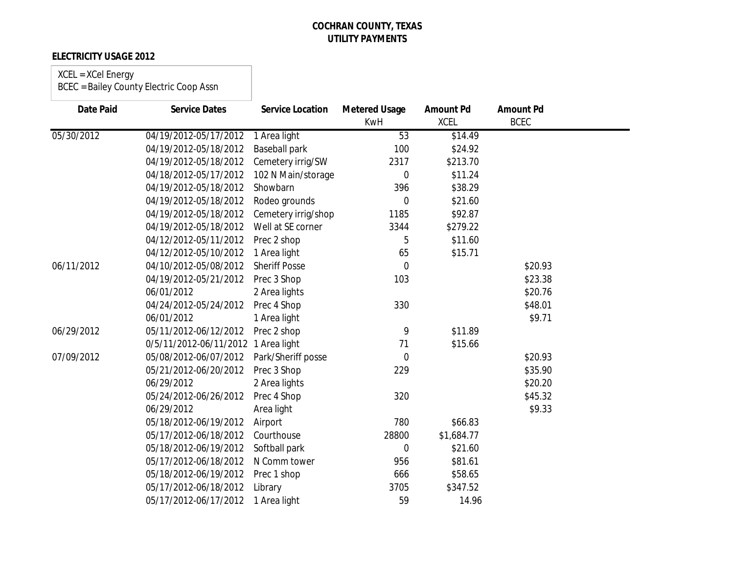**COCHRAN COUNTY, TEXAS**
**UTILITY PAYMENTS**

**ELECTRICITY USAGE 2012**

XCEL = XCel Energy
BCEC = Bailey County Electric Coop Assn

| Date Paid | Service Dates | Service Location | Metered Usage KwH | Amount Pd XCEL | Amount Pd BCEC |
|---|---|---|---|---|---|
| 05/30/2012 | 04/19/2012-05/17/2012 | 1 Area light | 53 | $14.49 | |
| | 04/19/2012-05/18/2012 | Baseball park | 100 | $24.92 | |
| | 04/19/2012-05/18/2012 | Cemetery irrig/SW | 2317 | $213.70 | |
| | 04/18/2012-05/17/2012 | 102 N Main/storage | 0 | $11.24 | |
| | 04/19/2012-05/18/2012 | Showbarn | 396 | $38.29 | |
| | 04/19/2012-05/18/2012 | Rodeo grounds | 0 | $21.60 | |
| | 04/19/2012-05/18/2012 | Cemetery irrig/shop | 1185 | $92.87 | |
| | 04/19/2012-05/18/2012 | Well at SE corner | 3344 | $279.22 | |
| | 04/12/2012-05/11/2012 | Prec 2 shop | 5 | $11.60 | |
| | 04/12/2012-05/10/2012 | 1 Area light | 65 | $15.71 | |
| 06/11/2012 | 04/10/2012-05/08/2012 | Sheriff Posse | 0 | | $20.93 |
| | 04/19/2012-05/21/2012 | Prec 3 Shop | 103 | | $23.38 |
| | 06/01/2012 | 2 Area lights | | | $20.76 |
| | 04/24/2012-05/24/2012 | Prec 4 Shop | 330 | | $48.01 |
| | 06/01/2012 | 1 Area light | | | $9.71 |
| 06/29/2012 | 05/11/2012-06/12/2012 | Prec 2 shop | 9 | $11.89 | |
| | 0/5/11/2012-06/11/2012 | 1 Area light | 71 | $15.66 | |
| 07/09/2012 | 05/08/2012-06/07/2012 | Park/Sheriff posse | 0 | | $20.93 |
| | 05/21/2012-06/20/2012 | Prec 3 Shop | 229 | | $35.90 |
| | 06/29/2012 | 2 Area lights | | | $20.20 |
| | 05/24/2012-06/26/2012 | Prec 4 Shop | 320 | | $45.32 |
| | 06/29/2012 | Area light | | | $9.33 |
| | 05/18/2012-06/19/2012 | Airport | 780 | $66.83 | |
| | 05/17/2012-06/18/2012 | Courthouse | 28800 | $1,684.77 | |
| | 05/18/2012-06/19/2012 | Softball park | 0 | $21.60 | |
| | 05/17/2012-06/18/2012 | N Comm tower | 956 | $81.61 | |
| | 05/18/2012-06/19/2012 | Prec 1 shop | 666 | $58.65 | |
| | 05/17/2012-06/18/2012 | Library | 3705 | $347.52 | |
| | 05/17/2012-06/17/2012 | 1 Area light | 59 | 14.96 | |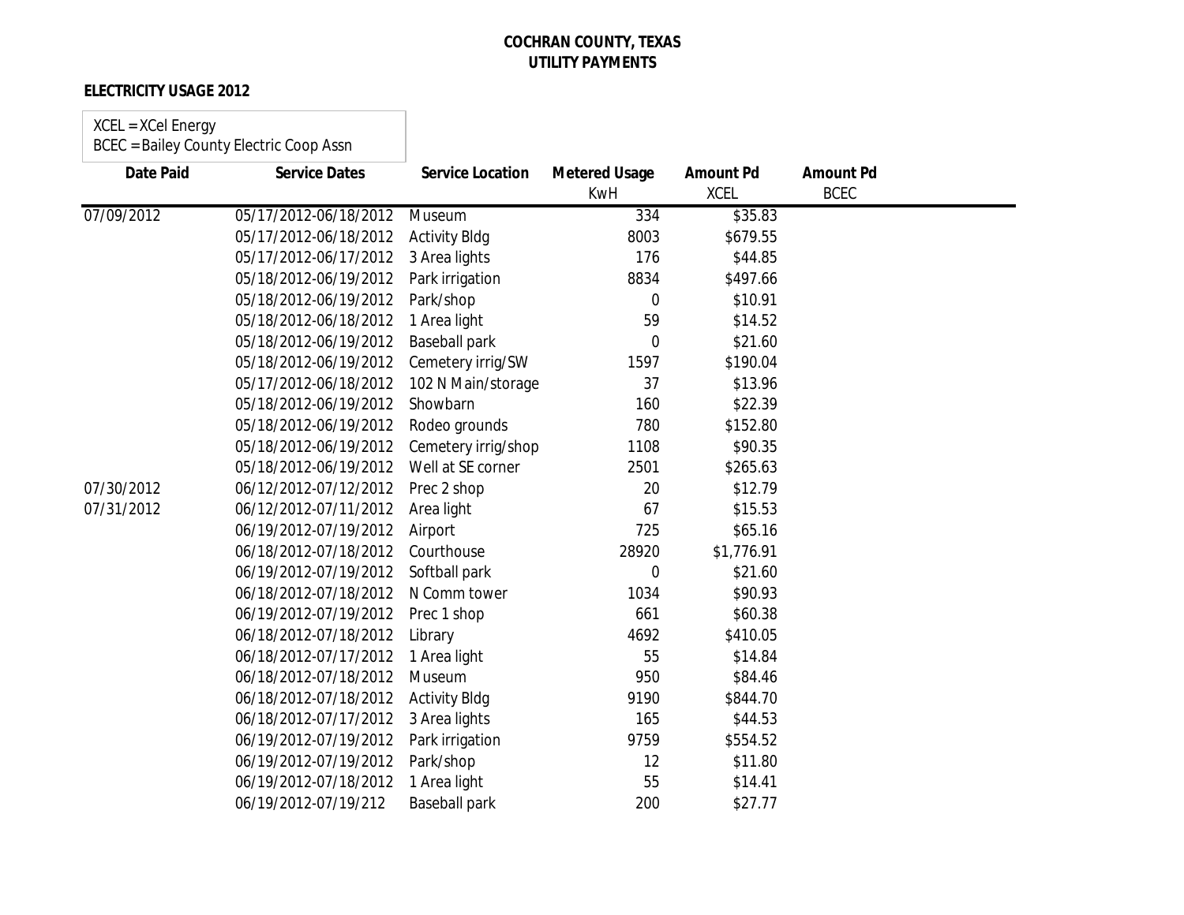**COCHRAN COUNTY, TEXAS**
**UTILITY PAYMENTS**

**ELECTRICITY USAGE 2012**

XCEL = XCel Energy
BCEC = Bailey County Electric Coop Assn

| Date Paid | Service Dates | Service Location | Metered Usage KwH | Amount Pd XCEL | Amount Pd BCEC |
|---|---|---|---|---|---|
| 07/09/2012 | 05/17/2012-06/18/2012 | Museum | 334 | $35.83 | |
| | 05/17/2012-06/18/2012 | Activity Bldg | 8003 | $679.55 | |
| | 05/17/2012-06/17/2012 | 3 Area lights | 176 | $44.85 | |
| | 05/18/2012-06/19/2012 | Park irrigation | 8834 | $497.66 | |
| | 05/18/2012-06/19/2012 | Park/shop | 0 | $10.91 | |
| | 05/18/2012-06/18/2012 | 1 Area light | 59 | $14.52 | |
| | 05/18/2012-06/19/2012 | Baseball park | 0 | $21.60 | |
| | 05/18/2012-06/19/2012 | Cemetery irrig/SW | 1597 | $190.04 | |
| | 05/17/2012-06/18/2012 | 102 N Main/storage | 37 | $13.96 | |
| | 05/18/2012-06/19/2012 | Showbarn | 160 | $22.39 | |
| | 05/18/2012-06/19/2012 | Rodeo grounds | 780 | $152.80 | |
| | 05/18/2012-06/19/2012 | Cemetery irrig/shop | 1108 | $90.35 | |
| | 05/18/2012-06/19/2012 | Well at SE corner | 2501 | $265.63 | |
| 07/30/2012 | 06/12/2012-07/12/2012 | Prec 2 shop | 20 | $12.79 | |
| 07/31/2012 | 06/12/2012-07/11/2012 | Area light | 67 | $15.53 | |
| | 06/19/2012-07/19/2012 | Airport | 725 | $65.16 | |
| | 06/18/2012-07/18/2012 | Courthouse | 28920 | $1,776.91 | |
| | 06/19/2012-07/19/2012 | Softball park | 0 | $21.60 | |
| | 06/18/2012-07/18/2012 | N Comm tower | 1034 | $90.93 | |
| | 06/19/2012-07/19/2012 | Prec 1 shop | 661 | $60.38 | |
| | 06/18/2012-07/18/2012 | Library | 4692 | $410.05 | |
| | 06/18/2012-07/17/2012 | 1 Area light | 55 | $14.84 | |
| | 06/18/2012-07/18/2012 | Museum | 950 | $84.46 | |
| | 06/18/2012-07/18/2012 | Activity Bldg | 9190 | $844.70 | |
| | 06/18/2012-07/17/2012 | 3 Area lights | 165 | $44.53 | |
| | 06/19/2012-07/19/2012 | Park irrigation | 9759 | $554.52 | |
| | 06/19/2012-07/19/2012 | Park/shop | 12 | $11.80 | |
| | 06/19/2012-07/18/2012 | 1 Area light | 55 | $14.41 | |
| | 06/19/2012-07/19/212 | Baseball park | 200 | $27.77 | |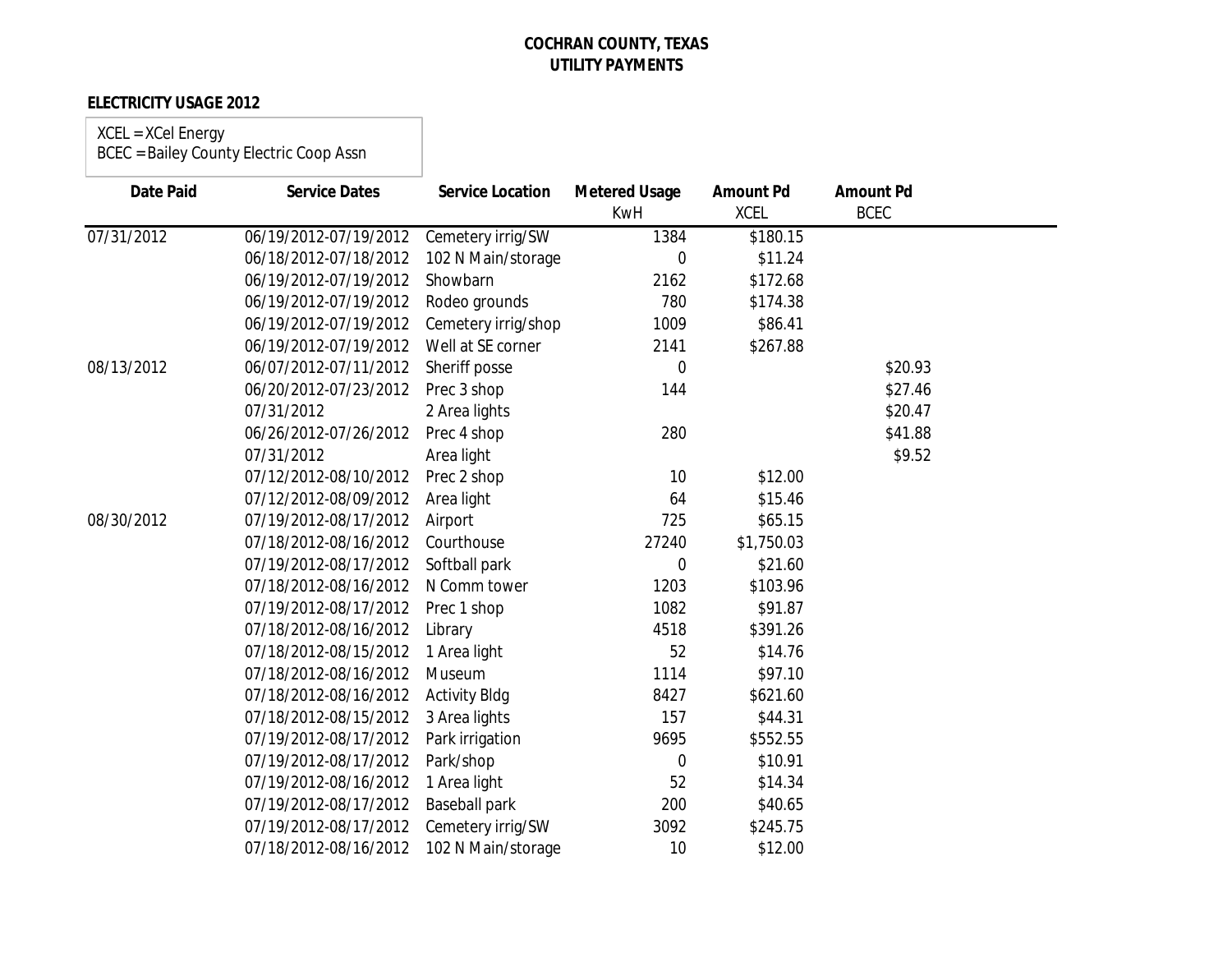# COCHRAN COUNTY, TEXAS
## UTILITY PAYMENTS

### ELECTRICITY USAGE 2012

XCEL = XCel Energy
BCEC = Bailey County Electric Coop Assn

| Date Paid | Service Dates | Service Location | Metered Usage KwH | Amount Pd XCEL | Amount Pd BCEC |
|---|---|---|---|---|---|
| 07/31/2012 | 06/19/2012-07/19/2012 | Cemetery irrig/SW | 1384 | $180.15 | |
| | 06/18/2012-07/18/2012 | 102 N Main/storage | 0 | $11.24 | |
| | 06/19/2012-07/19/2012 | Showbarn | 2162 | $172.68 | |
| | 06/19/2012-07/19/2012 | Rodeo grounds | 780 | $174.38 | |
| | 06/19/2012-07/19/2012 | Cemetery irrig/shop | 1009 | $86.41 | |
| | 06/19/2012-07/19/2012 | Well at SE corner | 2141 | $267.88 | |
| 08/13/2012 | 06/07/2012-07/11/2012 | Sheriff posse | 0 | | $20.93 |
| | 06/20/2012-07/23/2012 | Prec 3 shop | 144 | | $27.46 |
| | 07/31/2012 | 2 Area lights | | | $20.47 |
| | 06/26/2012-07/26/2012 | Prec 4 shop | 280 | | $41.88 |
| | 07/31/2012 | Area light | | | $9.52 |
| | 07/12/2012-08/10/2012 | Prec 2 shop | 10 | $12.00 | |
| | 07/12/2012-08/09/2012 | Area light | 64 | $15.46 | |
| 08/30/2012 | 07/19/2012-08/17/2012 | Airport | 725 | $65.15 | |
| | 07/18/2012-08/16/2012 | Courthouse | 27240 | $1,750.03 | |
| | 07/19/2012-08/17/2012 | Softball park | 0 | $21.60 | |
| | 07/18/2012-08/16/2012 | N Comm tower | 1203 | $103.96 | |
| | 07/19/2012-08/17/2012 | Prec 1 shop | 1082 | $91.87 | |
| | 07/18/2012-08/16/2012 | Library | 4518 | $391.26 | |
| | 07/18/2012-08/15/2012 | 1 Area light | 52 | $14.76 | |
| | 07/18/2012-08/16/2012 | Museum | 1114 | $97.10 | |
| | 07/18/2012-08/16/2012 | Activity Bldg | 8427 | $621.60 | |
| | 07/18/2012-08/15/2012 | 3 Area lights | 157 | $44.31 | |
| | 07/19/2012-08/17/2012 | Park irrigation | 9695 | $552.55 | |
| | 07/19/2012-08/17/2012 | Park/shop | 0 | $10.91 | |
| | 07/19/2012-08/16/2012 | 1 Area light | 52 | $14.34 | |
| | 07/19/2012-08/17/2012 | Baseball park | 200 | $40.65 | |
| | 07/19/2012-08/17/2012 | Cemetery irrig/SW | 3092 | $245.75 | |
| | 07/18/2012-08/16/2012 | 102 N Main/storage | 10 | $12.00 | |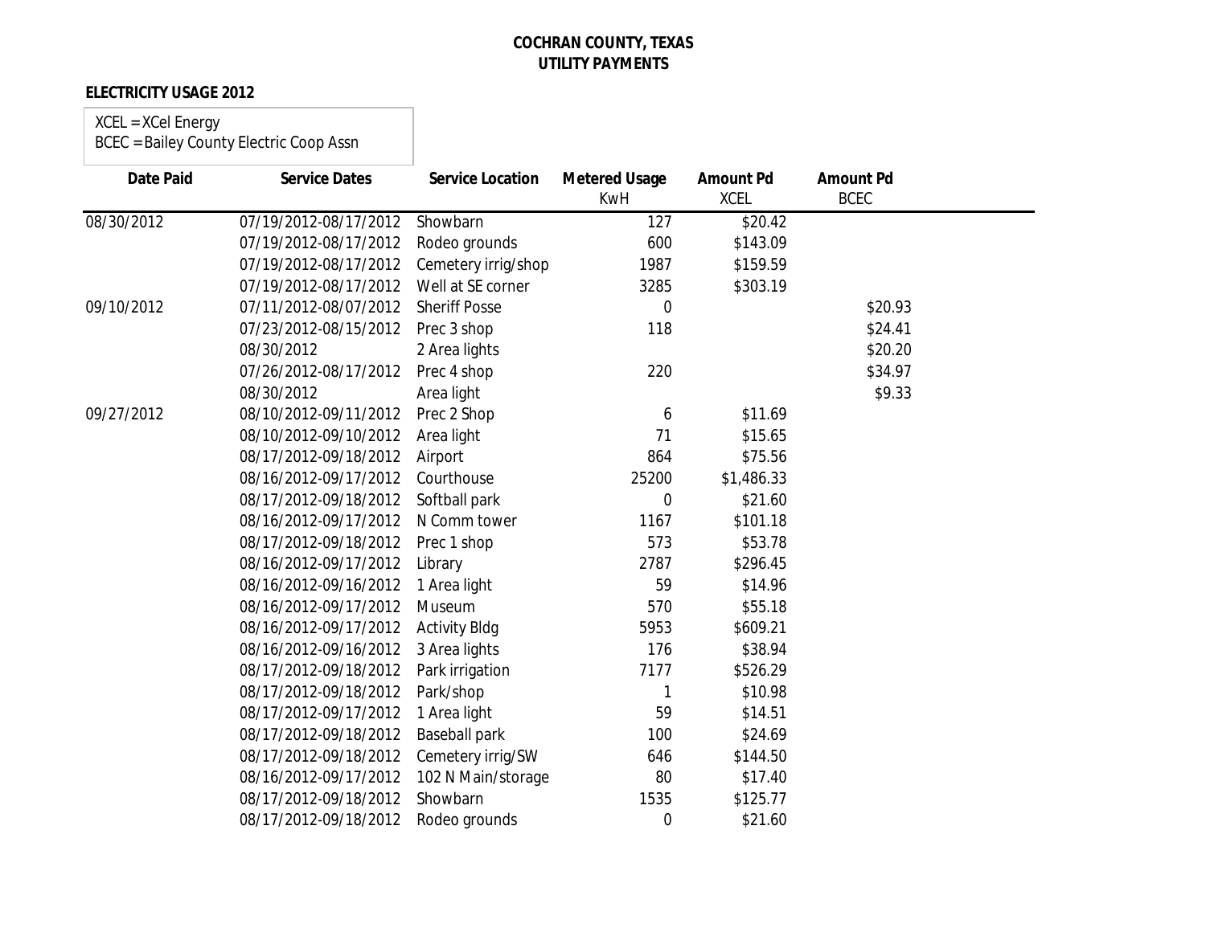**COCHRAN COUNTY, TEXAS**
**UTILITY PAYMENTS**

**ELECTRICITY USAGE 2012**

XCEL = XCel Energy
BCEC = Bailey County Electric Coop Assn

| Date Paid | Service Dates | Service Location | Metered Usage KwH | Amount Pd XCEL | Amount Pd BCEC |
|---|---|---|---|---|---|
| 08/30/2012 | 07/19/2012-08/17/2012 | Showbarn | 127 | $20.42 | |
| | 07/19/2012-08/17/2012 | Rodeo grounds | 600 | $143.09 | |
| | 07/19/2012-08/17/2012 | Cemetery irrig/shop | 1987 | $159.59 | |
| | 07/19/2012-08/17/2012 | Well at SE corner | 3285 | $303.19 | |
| 09/10/2012 | 07/11/2012-08/07/2012 | Sheriff Posse | 0 | | $20.93 |
| | 07/23/2012-08/15/2012 | Prec 3 shop | 118 | | $24.41 |
| | 08/30/2012 | 2 Area lights | | | $20.20 |
| | 07/26/2012-08/17/2012 | Prec 4 shop | 220 | | $34.97 |
| | 08/30/2012 | Area light | | | $9.33 |
| 09/27/2012 | 08/10/2012-09/11/2012 | Prec 2 Shop | 6 | $11.69 | |
| | 08/10/2012-09/10/2012 | Area light | 71 | $15.65 | |
| | 08/17/2012-09/18/2012 | Airport | 864 | $75.56 | |
| | 08/16/2012-09/17/2012 | Courthouse | 25200 | $1,486.33 | |
| | 08/17/2012-09/18/2012 | Softball park | 0 | $21.60 | |
| | 08/16/2012-09/17/2012 | N Comm tower | 1167 | $101.18 | |
| | 08/17/2012-09/18/2012 | Prec 1 shop | 573 | $53.78 | |
| | 08/16/2012-09/17/2012 | Library | 2787 | $296.45 | |
| | 08/16/2012-09/16/2012 | 1 Area light | 59 | $14.96 | |
| | 08/16/2012-09/17/2012 | Museum | 570 | $55.18 | |
| | 08/16/2012-09/17/2012 | Activity Bldg | 5953 | $609.21 | |
| | 08/16/2012-09/16/2012 | 3 Area lights | 176 | $38.94 | |
| | 08/17/2012-09/18/2012 | Park irrigation | 7177 | $526.29 | |
| | 08/17/2012-09/18/2012 | Park/shop | 1 | $10.98 | |
| | 08/17/2012-09/17/2012 | 1 Area light | 59 | $14.51 | |
| | 08/17/2012-09/18/2012 | Baseball park | 100 | $24.69 | |
| | 08/17/2012-09/18/2012 | Cemetery irrig/SW | 646 | $144.50 | |
| | 08/16/2012-09/17/2012 | 102 N Main/storage | 80 | $17.40 | |
| | 08/17/2012-09/18/2012 | Showbarn | 1535 | $125.77 | |
| | 08/17/2012-09/18/2012 | Rodeo grounds | 0 | $21.60 | |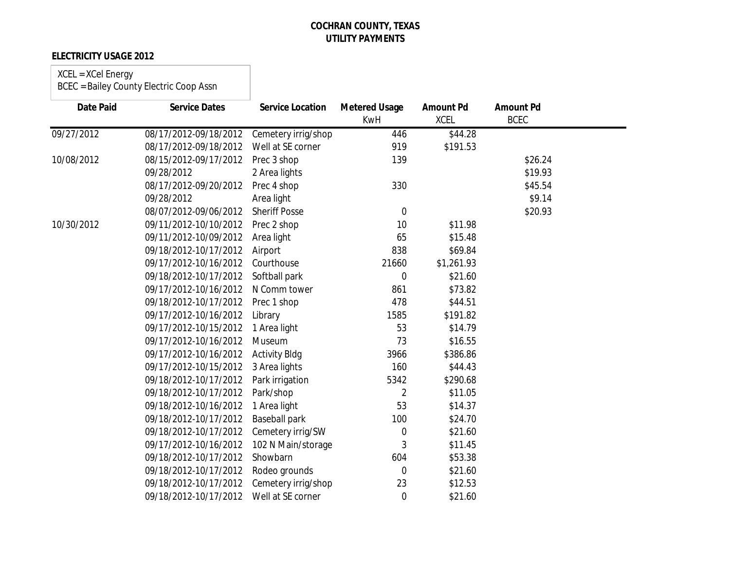**COCHRAN COUNTY, TEXAS**
**UTILITY PAYMENTS**

**ELECTRICITY USAGE 2012**

XCEL = XCel Energy
BCEC = Bailey County Electric Coop Assn

| Date Paid | Service Dates | Service Location | Metered Usage KwH | Amount Pd XCEL | Amount Pd BCEC |
|---|---|---|---|---|---|
| 09/27/2012 | 08/17/2012-09/18/2012 | Cemetery irrig/shop | 446 | $44.28 | |
| | 08/17/2012-09/18/2012 | Well at SE corner | 919 | $191.53 | |
| 10/08/2012 | 08/15/2012-09/17/2012 | Prec 3 shop | 139 | | $26.24 |
| | 09/28/2012 | 2 Area lights | | | $19.93 |
| | 08/17/2012-09/20/2012 | Prec 4 shop | 330 | | $45.54 |
| | 09/28/2012 | Area light | | | $9.14 |
| | 08/07/2012-09/06/2012 | Sheriff Posse | 0 | | $20.93 |
| 10/30/2012 | 09/11/2012-10/10/2012 | Prec 2 shop | 10 | $11.98 | |
| | 09/11/2012-10/09/2012 | Area light | 65 | $15.48 | |
| | 09/18/2012-10/17/2012 | Airport | 838 | $69.84 | |
| | 09/17/2012-10/16/2012 | Courthouse | 21660 | $1,261.93 | |
| | 09/18/2012-10/17/2012 | Softball park | 0 | $21.60 | |
| | 09/17/2012-10/16/2012 | N Comm tower | 861 | $73.82 | |
| | 09/18/2012-10/17/2012 | Prec 1 shop | 478 | $44.51 | |
| | 09/17/2012-10/16/2012 | Library | 1585 | $191.82 | |
| | 09/17/2012-10/15/2012 | 1 Area light | 53 | $14.79 | |
| | 09/17/2012-10/16/2012 | Museum | 73 | $16.55 | |
| | 09/17/2012-10/16/2012 | Activity Bldg | 3966 | $386.86 | |
| | 09/17/2012-10/15/2012 | 3 Area lights | 160 | $44.43 | |
| | 09/18/2012-10/17/2012 | Park irrigation | 5342 | $290.68 | |
| | 09/18/2012-10/17/2012 | Park/shop | 2 | $11.05 | |
| | 09/18/2012-10/16/2012 | 1 Area light | 53 | $14.37 | |
| | 09/18/2012-10/17/2012 | Baseball park | 100 | $24.70 | |
| | 09/18/2012-10/17/2012 | Cemetery irrig/SW | 0 | $21.60 | |
| | 09/17/2012-10/16/2012 | 102 N Main/storage | 3 | $11.45 | |
| | 09/18/2012-10/17/2012 | Showbarn | 604 | $53.38 | |
| | 09/18/2012-10/17/2012 | Rodeo grounds | 0 | $21.60 | |
| | 09/18/2012-10/17/2012 | Cemetery irrig/shop | 23 | $12.53 | |
| | 09/18/2012-10/17/2012 | Well at SE corner | 0 | $21.60 | |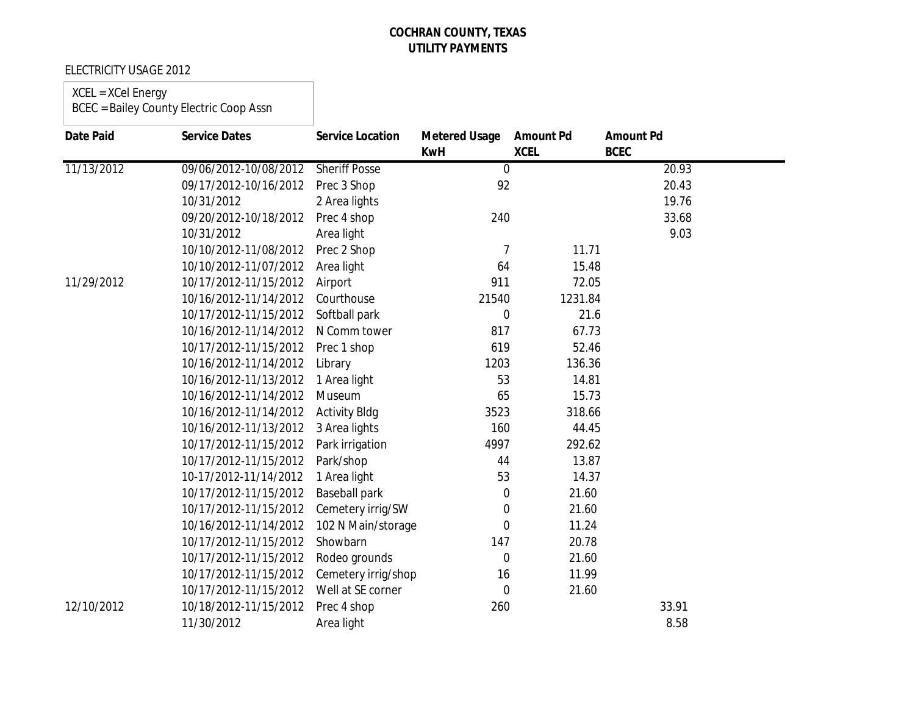**COCHRAN COUNTY, TEXAS**
**UTILITY PAYMENTS**

ELECTRICITY USAGE 2012

XCEL = XCel Energy
BCEC = Bailey County Electric Coop Assn

| Date Paid | Service Dates | Service Location | Metered Usage KwH | Amount Pd XCEL | Amount Pd BCEC |
|---|---|---|---|---|---|
| 11/13/2012 | 09/06/2012-10/08/2012 | Sheriff Posse | 0 | | 20.93 |
| | 09/17/2012-10/16/2012 | Prec 3 Shop | 92 | | 20.43 |
| | 10/31/2012 | 2 Area lights | | | 19.76 |
| | 09/20/2012-10/18/2012 | Prec 4 shop | 240 | | 33.68 |
| | 10/31/2012 | Area light | | | 9.03 |
| | 10/10/2012-11/08/2012 | Prec 2 Shop | 7 | 11.71 | |
| | 10/10/2012-11/07/2012 | Area light | 64 | 15.48 | |
| 11/29/2012 | 10/17/2012-11/15/2012 | Airport | 911 | 72.05 | |
| | 10/16/2012-11/14/2012 | Courthouse | 21540 | 1231.84 | |
| | 10/17/2012-11/15/2012 | Softball park | 0 | 21.6 | |
| | 10/16/2012-11/14/2012 | N Comm tower | 817 | 67.73 | |
| | 10/17/2012-11/15/2012 | Prec 1 shop | 619 | 52.46 | |
| | 10/16/2012-11/14/2012 | Library | 1203 | 136.36 | |
| | 10/16/2012-11/13/2012 | 1 Area light | 53 | 14.81 | |
| | 10/16/2012-11/14/2012 | Museum | 65 | 15.73 | |
| | 10/16/2012-11/14/2012 | Activity Bldg | 3523 | 318.66 | |
| | 10/16/2012-11/13/2012 | 3 Area lights | 160 | 44.45 | |
| | 10/17/2012-11/15/2012 | Park irrigation | 4997 | 292.62 | |
| | 10/17/2012-11/15/2012 | Park/shop | 44 | 13.87 | |
| | 10-17/2012-11/14/2012 | 1 Area light | 53 | 14.37 | |
| | 10/17/2012-11/15/2012 | Baseball park | 0 | 21.60 | |
| | 10/17/2012-11/15/2012 | Cemetery irrig/SW | 0 | 21.60 | |
| | 10/16/2012-11/14/2012 | 102 N Main/storage | 0 | 11.24 | |
| | 10/17/2012-11/15/2012 | Showbarn | 147 | 20.78 | |
| | 10/17/2012-11/15/2012 | Rodeo grounds | 0 | 21.60 | |
| | 10/17/2012-11/15/2012 | Cemetery irrig/shop | 16 | 11.99 | |
| | 10/17/2012-11/15/2012 | Well at SE corner | 0 | 21.60 | |
| 12/10/2012 | 10/18/2012-11/15/2012 | Prec 4 shop | 260 | | 33.91 |
| | 11/30/2012 | Area light | | | 8.58 |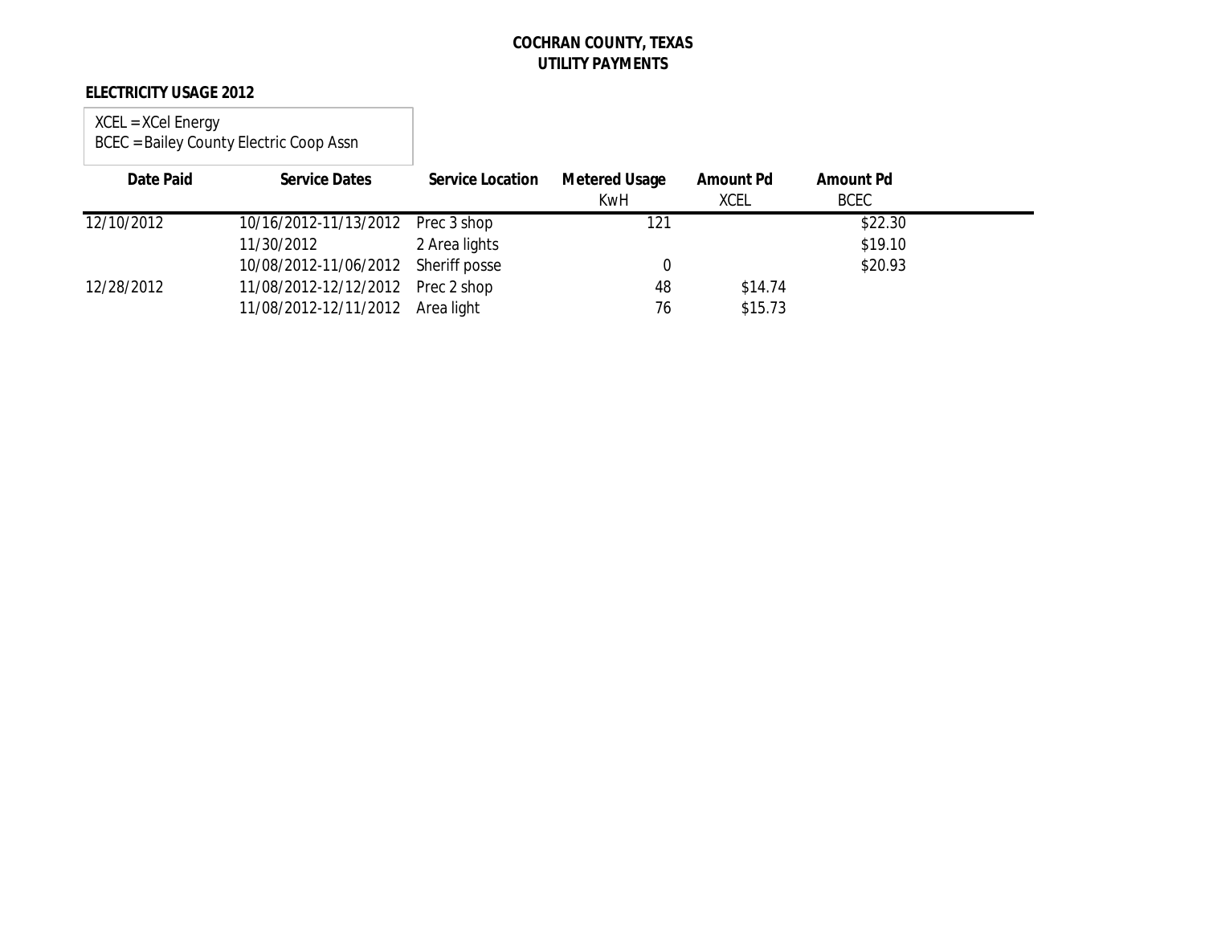**COCHRAN COUNTY, TEXAS**
**UTILITY PAYMENTS**

**ELECTRICITY USAGE 2012**

XCEL = XCel Energy
BCEC = Bailey County Electric Coop Assn

| Date Paid | Service Dates | Service Location | Metered Usage KwH | Amount Pd XCEL | Amount Pd BCEC |
|---|---|---|---|---|---|
| 12/10/2012 | 10/16/2012-11/13/2012 | Prec 3 shop | 121 | | $22.30 |
| | 11/30/2012 | 2 Area lights | | | $19.10 |
| | 10/08/2012-11/06/2012 | Sheriff posse | 0 | | $20.93 |
| 12/28/2012 | 11/08/2012-12/12/2012 | Prec 2 shop | 48 | $14.74 | |
| | 11/08/2012-12/11/2012 | Area light | 76 | $15.73 | |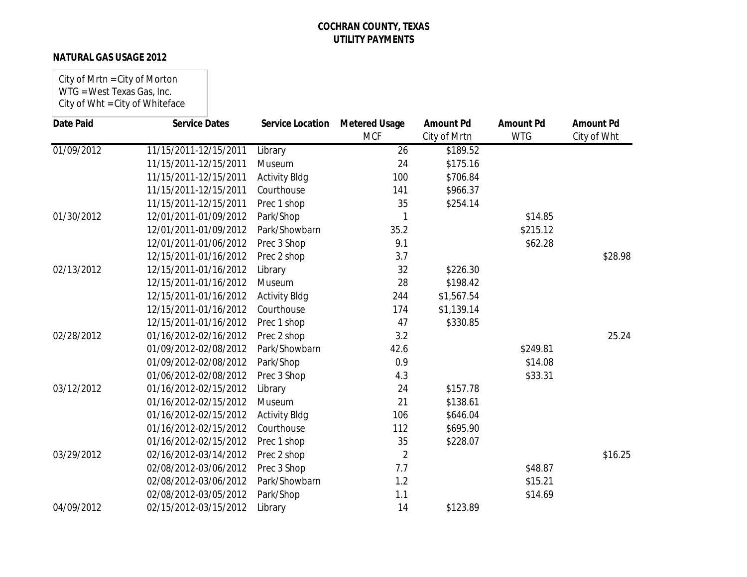**COCHRAN COUNTY, TEXAS**
**UTILITY PAYMENTS**

**NATURAL GAS USAGE 2012**

City of Mrtn = City of Morton
WTG = West Texas Gas, Inc.
City of Wht = City of Whiteface

| Date Paid | Service Dates | Service Location | Metered Usage MCF | Amount Pd City of Mrtn | Amount Pd WTG | Amount Pd City of Wht |
|---|---|---|---|---|---|---|
| 01/09/2012 | 11/15/2011-12/15/2011 | Library | 26 | $189.52 | | |
| | 11/15/2011-12/15/2011 | Museum | 24 | $175.16 | | |
| | 11/15/2011-12/15/2011 | Activity Bldg | 100 | $706.84 | | |
| | 11/15/2011-12/15/2011 | Courthouse | 141 | $966.37 | | |
| | 11/15/2011-12/15/2011 | Prec 1 shop | 35 | $254.14 | | |
| 01/30/2012 | 12/01/2011-01/09/2012 | Park/Shop | 1 | | $14.85 | |
| | 12/01/2011-01/09/2012 | Park/Showbarn | 35.2 | | $215.12 | |
| | 12/01/2011-01/06/2012 | Prec 3 Shop | 9.1 | | $62.28 | |
| | 12/15/2011-01/16/2012 | Prec 2 shop | 3.7 | | | $28.98 |
| 02/13/2012 | 12/15/2011-01/16/2012 | Library | 32 | $226.30 | | |
| | 12/15/2011-01/16/2012 | Museum | 28 | $198.42 | | |
| | 12/15/2011-01/16/2012 | Activity Bldg | 244 | $1,567.54 | | |
| | 12/15/2011-01/16/2012 | Courthouse | 174 | $1,139.14 | | |
| | 12/15/2011-01/16/2012 | Prec 1 shop | 47 | $330.85 | | |
| 02/28/2012 | 01/16/2012-02/16/2012 | Prec 2 shop | 3.2 | | | 25.24 |
| | 01/09/2012-02/08/2012 | Park/Showbarn | 42.6 | | $249.81 | |
| | 01/09/2012-02/08/2012 | Park/Shop | 0.9 | | $14.08 | |
| | 01/06/2012-02/08/2012 | Prec 3 Shop | 4.3 | | $33.31 | |
| 03/12/2012 | 01/16/2012-02/15/2012 | Library | 24 | $157.78 | | |
| | 01/16/2012-02/15/2012 | Museum | 21 | $138.61 | | |
| | 01/16/2012-02/15/2012 | Activity Bldg | 106 | $646.04 | | |
| | 01/16/2012-02/15/2012 | Courthouse | 112 | $695.90 | | |
| | 01/16/2012-02/15/2012 | Prec 1 shop | 35 | $228.07 | | |
| 03/29/2012 | 02/16/2012-03/14/2012 | Prec 2 shop | 2 | | | $16.25 |
| | 02/08/2012-03/06/2012 | Prec 3 Shop | 7.7 | | $48.87 | |
| | 02/08/2012-03/06/2012 | Park/Showbarn | 1.2 | | $15.21 | |
| | 02/08/2012-03/05/2012 | Park/Shop | 1.1 | | $14.69 | |
| 04/09/2012 | 02/15/2012-03/15/2012 | Library | 14 | $123.89 | | |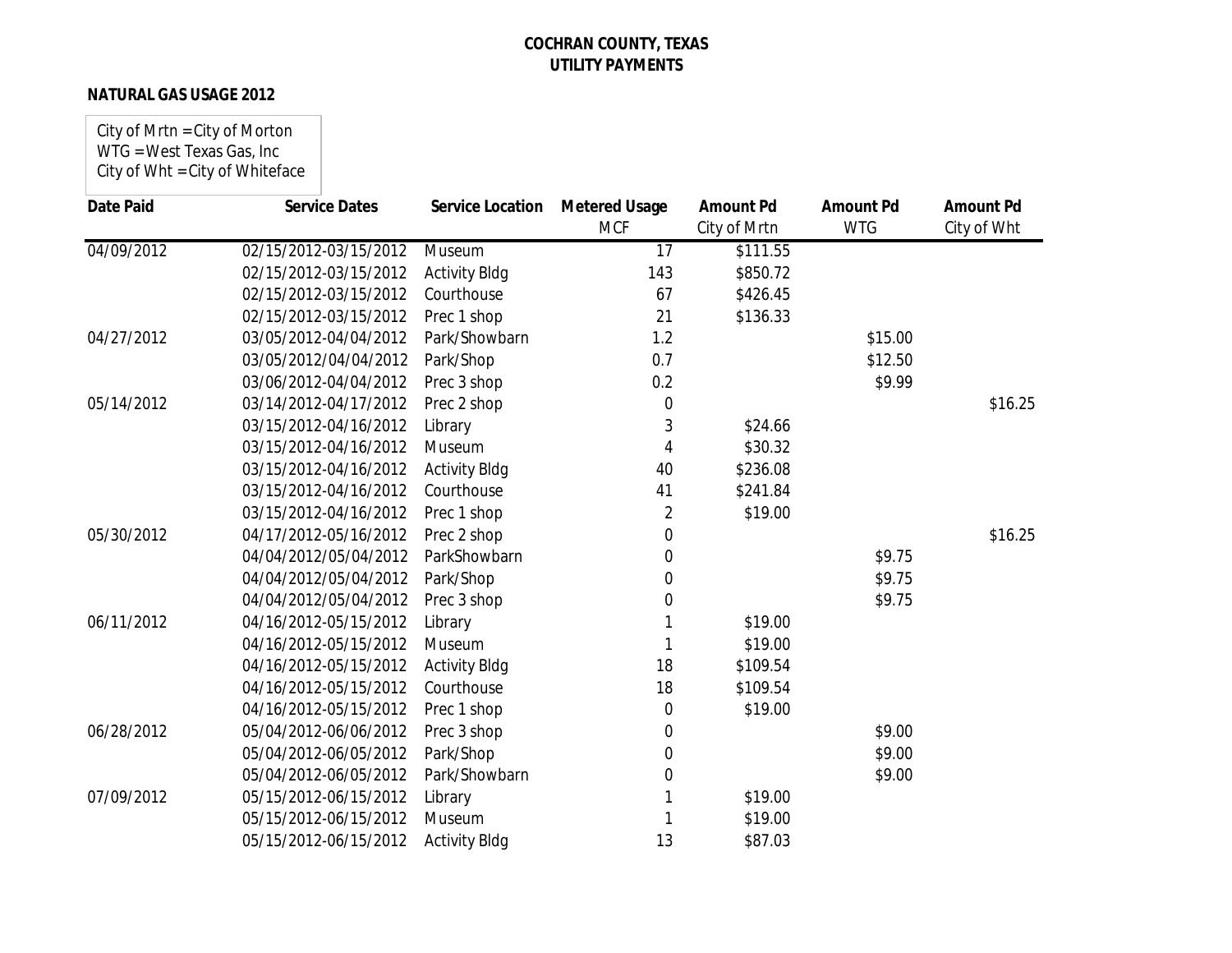**COCHRAN COUNTY, TEXAS**
**UTILITY PAYMENTS**

**NATURAL GAS USAGE 2012**

City of Mrtn = City of Morton
WTG = West Texas Gas, Inc
City of Wht = City of Whiteface

| Date Paid | Service Dates | Service Location | Metered Usage MCF | Amount Pd City of Mrtn | Amount Pd WTG | Amount Pd City of Wht |
|---|---|---|---|---|---|---|
| 04/09/2012 | 02/15/2012-03/15/2012 | Museum | 17 | $111.55 | | |
| | 02/15/2012-03/15/2012 | Activity Bldg | 143 | $850.72 | | |
| | 02/15/2012-03/15/2012 | Courthouse | 67 | $426.45 | | |
| | 02/15/2012-03/15/2012 | Prec 1 shop | 21 | $136.33 | | |
| 04/27/2012 | 03/05/2012-04/04/2012 | Park/Showbarn | 1.2 | | $15.00 | |
| | 03/05/2012/04/04/2012 | Park/Shop | 0.7 | | $12.50 | |
| | 03/06/2012-04/04/2012 | Prec 3 shop | 0.2 | | $9.99 | |
| 05/14/2012 | 03/14/2012-04/17/2012 | Prec 2 shop | 0 | | | $16.25 |
| | 03/15/2012-04/16/2012 | Library | 3 | $24.66 | | |
| | 03/15/2012-04/16/2012 | Museum | 4 | $30.32 | | |
| | 03/15/2012-04/16/2012 | Activity Bldg | 40 | $236.08 | | |
| | 03/15/2012-04/16/2012 | Courthouse | 41 | $241.84 | | |
| | 03/15/2012-04/16/2012 | Prec 1 shop | 2 | $19.00 | | |
| 05/30/2012 | 04/17/2012-05/16/2012 | Prec 2 shop | 0 | | | $16.25 |
| | 04/04/2012/05/04/2012 | ParkShowbarn | 0 | | $9.75 | |
| | 04/04/2012/05/04/2012 | Park/Shop | 0 | | $9.75 | |
| | 04/04/2012/05/04/2012 | Prec 3 shop | 0 | | $9.75 | |
| 06/11/2012 | 04/16/2012-05/15/2012 | Library | 1 | $19.00 | | |
| | 04/16/2012-05/15/2012 | Museum | 1 | $19.00 | | |
| | 04/16/2012-05/15/2012 | Activity Bldg | 18 | $109.54 | | |
| | 04/16/2012-05/15/2012 | Courthouse | 18 | $109.54 | | |
| | 04/16/2012-05/15/2012 | Prec 1 shop | 0 | $19.00 | | |
| 06/28/2012 | 05/04/2012-06/06/2012 | Prec 3 shop | 0 | | $9.00 | |
| | 05/04/2012-06/05/2012 | Park/Shop | 0 | | $9.00 | |
| | 05/04/2012-06/05/2012 | Park/Showbarn | 0 | | $9.00 | |
| 07/09/2012 | 05/15/2012-06/15/2012 | Library | 1 | $19.00 | | |
| | 05/15/2012-06/15/2012 | Museum | 1 | $19.00 | | |
| | 05/15/2012-06/15/2012 | Activity Bldg | 13 | $87.03 | | |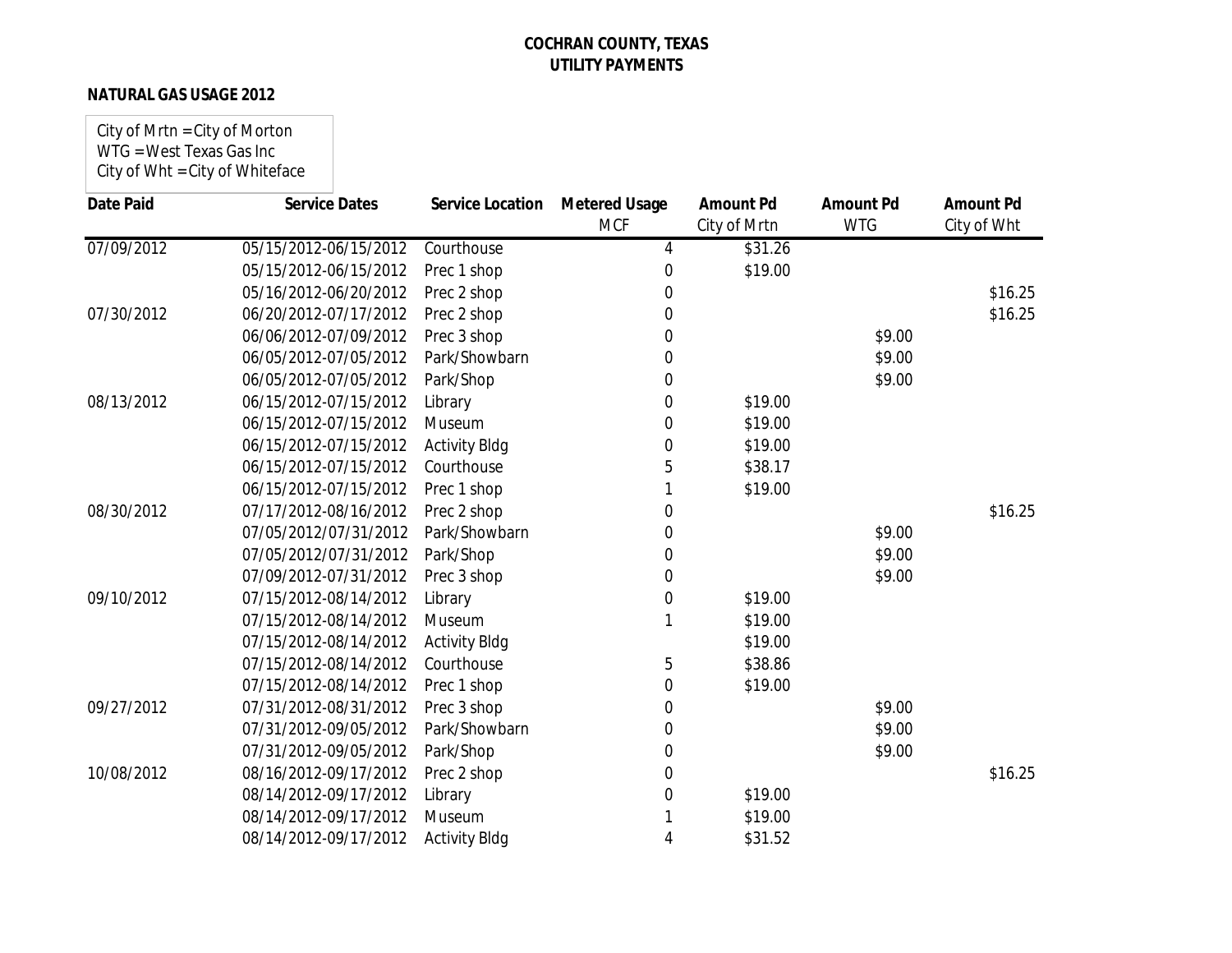**COCHRAN COUNTY, TEXAS**
**UTILITY PAYMENTS**

**NATURAL GAS USAGE 2012**

City of Mrtn = City of Morton
WTG = West Texas Gas Inc
City of Wht = City of Whiteface

| Date Paid | Service Dates | Service Location | Metered Usage MCF | Amount Pd City of Mrtn | Amount Pd WTG | Amount Pd City of Wht |
|---|---|---|---|---|---|---|
| 07/09/2012 | 05/15/2012-06/15/2012 | Courthouse | 4 | $31.26 | | |
| | 05/15/2012-06/15/2012 | Prec 1 shop | 0 | $19.00 | | |
| | 05/16/2012-06/20/2012 | Prec 2 shop | 0 | | | $16.25 |
| 07/30/2012 | 06/20/2012-07/17/2012 | Prec 2 shop | 0 | | | $16.25 |
| | 06/06/2012-07/09/2012 | Prec 3 shop | 0 | | $9.00 | |
| | 06/05/2012-07/05/2012 | Park/Showbarn | 0 | | $9.00 | |
| | 06/05/2012-07/05/2012 | Park/Shop | 0 | | $9.00 | |
| 08/13/2012 | 06/15/2012-07/15/2012 | Library | 0 | $19.00 | | |
| | 06/15/2012-07/15/2012 | Museum | 0 | $19.00 | | |
| | 06/15/2012-07/15/2012 | Activity Bldg | 0 | $19.00 | | |
| | 06/15/2012-07/15/2012 | Courthouse | 5 | $38.17 | | |
| | 06/15/2012-07/15/2012 | Prec 1 shop | 1 | $19.00 | | |
| 08/30/2012 | 07/17/2012-08/16/2012 | Prec 2 shop | 0 | | | $16.25 |
| | 07/05/2012/07/31/2012 | Park/Showbarn | 0 | | $9.00 | |
| | 07/05/2012/07/31/2012 | Park/Shop | 0 | | $9.00 | |
| | 07/09/2012-07/31/2012 | Prec 3 shop | 0 | | $9.00 | |
| 09/10/2012 | 07/15/2012-08/14/2012 | Library | 0 | $19.00 | | |
| | 07/15/2012-08/14/2012 | Museum | 1 | $19.00 | | |
| | 07/15/2012-08/14/2012 | Activity Bldg | | $19.00 | | |
| | 07/15/2012-08/14/2012 | Courthouse | 5 | $38.86 | | |
| | 07/15/2012-08/14/2012 | Prec 1 shop | 0 | $19.00 | | |
| 09/27/2012 | 07/31/2012-08/31/2012 | Prec 3 shop | 0 | | $9.00 | |
| | 07/31/2012-09/05/2012 | Park/Showbarn | 0 | | $9.00 | |
| | 07/31/2012-09/05/2012 | Park/Shop | 0 | | $9.00 | |
| 10/08/2012 | 08/16/2012-09/17/2012 | Prec 2 shop | 0 | | | $16.25 |
| | 08/14/2012-09/17/2012 | Library | 0 | $19.00 | | |
| | 08/14/2012-09/17/2012 | Museum | 1 | $19.00 | | |
| | 08/14/2012-09/17/2012 | Activity Bldg | 4 | $31.52 | | |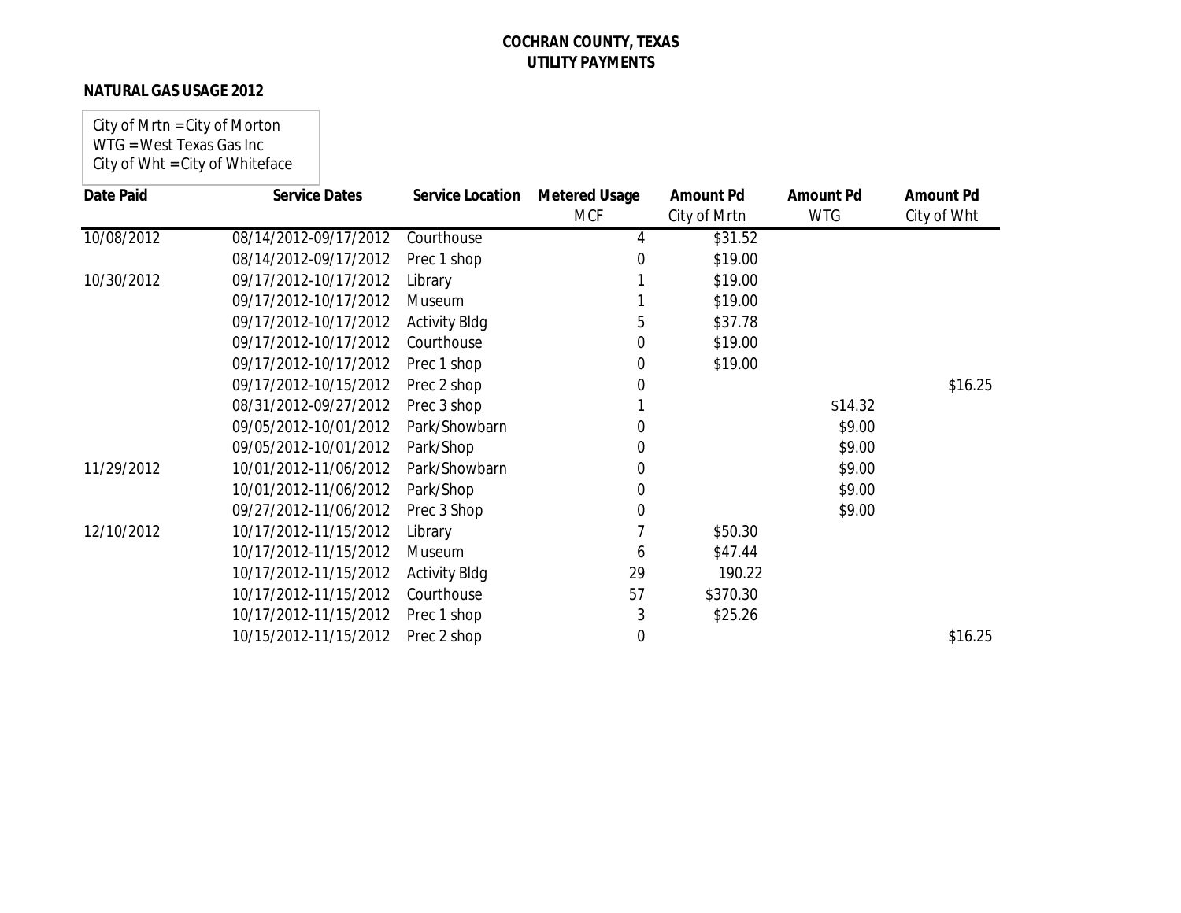**COCHRAN COUNTY, TEXAS**
**UTILITY PAYMENTS**

**NATURAL GAS USAGE 2012**

City of Mrtn = City of Morton
WTG = West Texas Gas Inc
City of Wht = City of Whiteface

| Date Paid | Service Dates | Service Location | Metered Usage MCF | Amount Pd City of Mrtn | Amount Pd WTG | Amount Pd City of Wht |
|---|---|---|---|---|---|---|
| 10/08/2012 | 08/14/2012-09/17/2012 | Courthouse | 4 | $31.52 | | |
| | 08/14/2012-09/17/2012 | Prec 1 shop | 0 | $19.00 | | |
| 10/30/2012 | 09/17/2012-10/17/2012 | Library | 1 | $19.00 | | |
| | 09/17/2012-10/17/2012 | Museum | 1 | $19.00 | | |
| | 09/17/2012-10/17/2012 | Activity Bldg | 5 | $37.78 | | |
| | 09/17/2012-10/17/2012 | Courthouse | 0 | $19.00 | | |
| | 09/17/2012-10/17/2012 | Prec 1 shop | 0 | $19.00 | | |
| | 09/17/2012-10/15/2012 | Prec 2 shop | 0 | | | $16.25 |
| | 08/31/2012-09/27/2012 | Prec 3 shop | 1 | | $14.32 | |
| | 09/05/2012-10/01/2012 | Park/Showbarn | 0 | | $9.00 | |
| | 09/05/2012-10/01/2012 | Park/Shop | 0 | | $9.00 | |
| 11/29/2012 | 10/01/2012-11/06/2012 | Park/Showbarn | 0 | | $9.00 | |
| | 10/01/2012-11/06/2012 | Park/Shop | 0 | | $9.00 | |
| | 09/27/2012-11/06/2012 | Prec 3 Shop | 0 | | $9.00 | |
| 12/10/2012 | 10/17/2012-11/15/2012 | Library | 7 | $50.30 | | |
| | 10/17/2012-11/15/2012 | Museum | 6 | $47.44 | | |
| | 10/17/2012-11/15/2012 | Activity Bldg | 29 | 190.22 | | |
| | 10/17/2012-11/15/2012 | Courthouse | 57 | $370.30 | | |
| | 10/17/2012-11/15/2012 | Prec 1 shop | 3 | $25.26 | | |
| | 10/15/2012-11/15/2012 | Prec 2 shop | 0 | | | $16.25 |